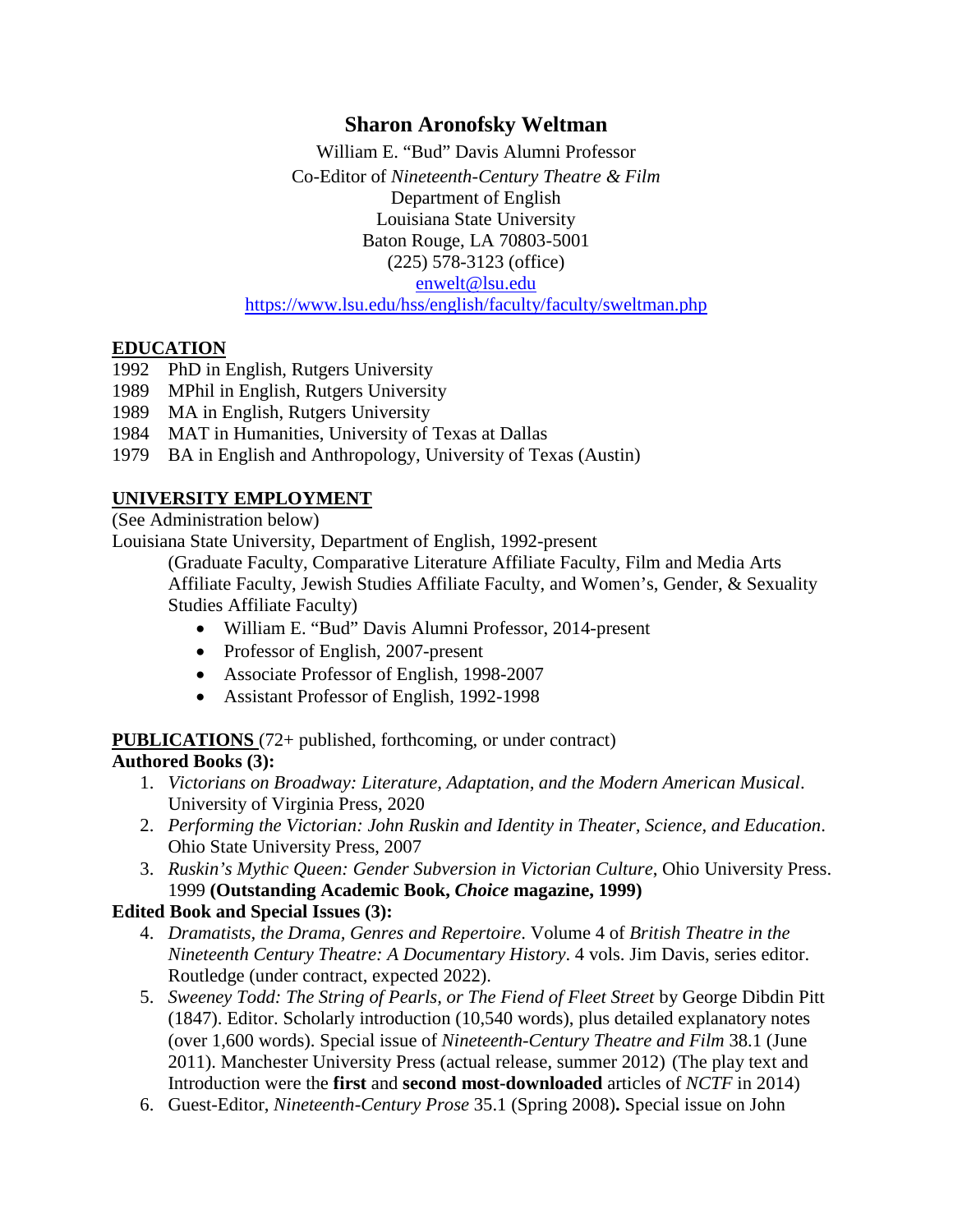# Sharon Aronofsky Weltman

William E. "Bud" Davis Alumni Professor
Co-Editor of *Nineteenth-Century Theatre & Film*
Department of English
Louisiana State University
Baton Rouge, LA 70803-5001
(225) 578-3123 (office)
enwelt@lsu.edu
https://www.lsu.edu/hss/english/faculty/faculty/sweltman.php

## EDUCATION

1992 PhD in English, Rutgers University
1989 MPhil in English, Rutgers University
1989 MA in English, Rutgers University
1984 MAT in Humanities, University of Texas at Dallas
1979 BA in English and Anthropology, University of Texas (Austin)

## UNIVERSITY EMPLOYMENT

(See Administration below)

Louisiana State University, Department of English, 1992-present

(Graduate Faculty, Comparative Literature Affiliate Faculty, Film and Media Arts Affiliate Faculty, Jewish Studies Affiliate Faculty, and Women's, Gender, & Sexuality Studies Affiliate Faculty)

- William E. "Bud" Davis Alumni Professor, 2014-present
- Professor of English, 2007-present
- Associate Professor of English, 1998-2007
- Assistant Professor of English, 1992-1998

## PUBLICATIONS (72+ published, forthcoming, or under contract)

### Authored Books (3):

1. *Victorians on Broadway: Literature, Adaptation, and the Modern American Musical*. University of Virginia Press, 2020
2. *Performing the Victorian: John Ruskin and Identity in Theater, Science, and Education*. Ohio State University Press, 2007
3. *Ruskin's Mythic Queen: Gender Subversion in Victorian Culture*, Ohio University Press. 1999 **(Outstanding Academic Book, *Choice* magazine, 1999)**

### Edited Book and Special Issues (3):

4. *Dramatists, the Drama, Genres and Repertoire*. Volume 4 of *British Theatre in the Nineteenth Century Theatre: A Documentary History*. 4 vols. Jim Davis, series editor. Routledge (under contract, expected 2022).
5. *Sweeney Todd: The String of Pearls, or The Fiend of Fleet Street* by George Dibdin Pitt (1847). Editor. Scholarly introduction (10,540 words), plus detailed explanatory notes (over 1,600 words). Special issue of *Nineteenth-Century Theatre and Film* 38.1 (June 2011). Manchester University Press (actual release, summer 2012) (The play text and Introduction were the **first** and **second most-downloaded** articles of *NCTF* in 2014)
6. Guest-Editor, *Nineteenth-Century Prose* 35.1 (Spring 2008)**.** Special issue on John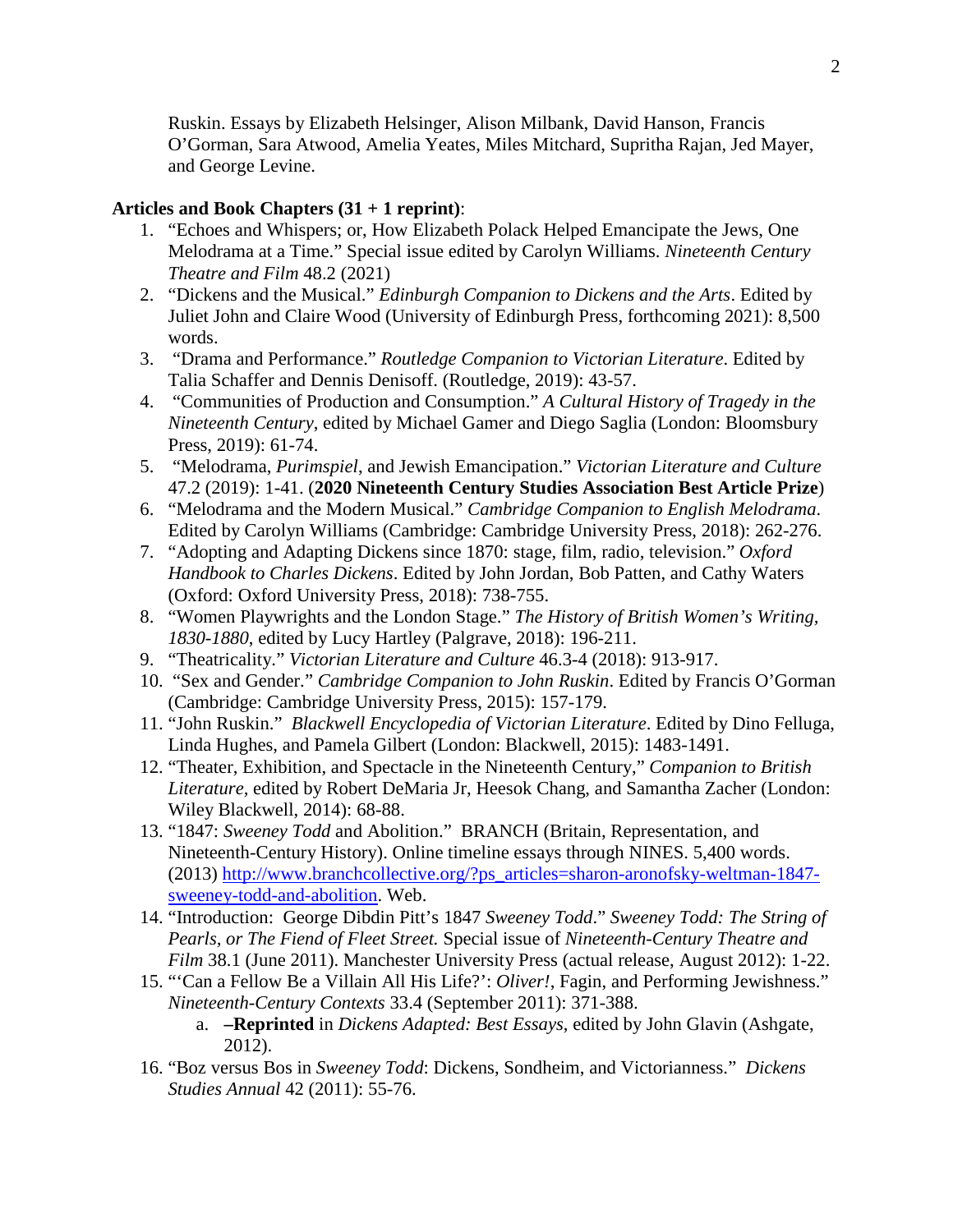Ruskin. Essays by Elizabeth Helsinger, Alison Milbank, David Hanson, Francis O'Gorman, Sara Atwood, Amelia Yeates, Miles Mitchard, Supritha Rajan, Jed Mayer, and George Levine.

**Articles and Book Chapters (31 + 1 reprint)**:

1. "Echoes and Whispers; or, How Elizabeth Polack Helped Emancipate the Jews, One Melodrama at a Time." Special issue edited by Carolyn Williams. *Nineteenth Century Theatre and Film* 48.2 (2021)
2. "Dickens and the Musical." *Edinburgh Companion to Dickens and the Arts*. Edited by Juliet John and Claire Wood (University of Edinburgh Press, forthcoming 2021): 8,500 words.
3. "Drama and Performance." *Routledge Companion to Victorian Literature*. Edited by Talia Schaffer and Dennis Denisoff. (Routledge, 2019): 43-57.
4. "Communities of Production and Consumption." *A Cultural History of Tragedy in the Nineteenth Century*, edited by Michael Gamer and Diego Saglia (London: Bloomsbury Press, 2019): 61-74.
5. "Melodrama, *Purimspiel*, and Jewish Emancipation." *Victorian Literature and Culture* 47.2 (2019): 1-41. (**2020 Nineteenth Century Studies Association Best Article Prize**)
6. "Melodrama and the Modern Musical." *Cambridge Companion to English Melodrama*. Edited by Carolyn Williams (Cambridge: Cambridge University Press, 2018): 262-276.
7. "Adopting and Adapting Dickens since 1870: stage, film, radio, television." *Oxford Handbook to Charles Dickens*. Edited by John Jordan, Bob Patten, and Cathy Waters (Oxford: Oxford University Press, 2018): 738-755.
8. "Women Playwrights and the London Stage." *The History of British Women's Writing, 1830-1880*, edited by Lucy Hartley (Palgrave, 2018): 196-211.
9. "Theatricality." *Victorian Literature and Culture* 46.3-4 (2018): 913-917.
10. "Sex and Gender." *Cambridge Companion to John Ruskin*. Edited by Francis O'Gorman (Cambridge: Cambridge University Press, 2015): 157-179.
11. "John Ruskin." *Blackwell Encyclopedia of Victorian Literature*. Edited by Dino Felluga, Linda Hughes, and Pamela Gilbert (London: Blackwell, 2015): 1483-1491.
12. "Theater, Exhibition, and Spectacle in the Nineteenth Century," *Companion to British Literature*, edited by Robert DeMaria Jr, Heesok Chang, and Samantha Zacher (London: Wiley Blackwell, 2014): 68-88.
13. "1847: *Sweeney Todd* and Abolition." BRANCH (Britain, Representation, and Nineteenth-Century History). Online timeline essays through NINES. 5,400 words. (2013) [http://www.branchcollective.org/?ps_articles=sharon-aronofsky-weltman-1847-sweeney-todd-and-abolition](http://www.branchcollective.org/?ps_articles=sharon-aronofsky-weltman-1847-sweeney-todd-and-abolition). Web.
14. "Introduction: George Dibdin Pitt's 1847 *Sweeney Todd*." *Sweeney Todd: The String of Pearls, or The Fiend of Fleet Street.* Special issue of *Nineteenth-Century Theatre and Film* 38.1 (June 2011). Manchester University Press (actual release, August 2012): 1-22.
15. "'Can a Fellow Be a Villain All His Life?': *Oliver!*, Fagin, and Performing Jewishness." *Nineteenth-Century Contexts* 33.4 (September 2011): 371-388.
    a. **–Reprinted** in *Dickens Adapted: Best Essays*, edited by John Glavin (Ashgate, 2012).
16. "Boz versus Bos in *Sweeney Todd*: Dickens, Sondheim, and Victorianness." *Dickens Studies Annual* 42 (2011): 55-76.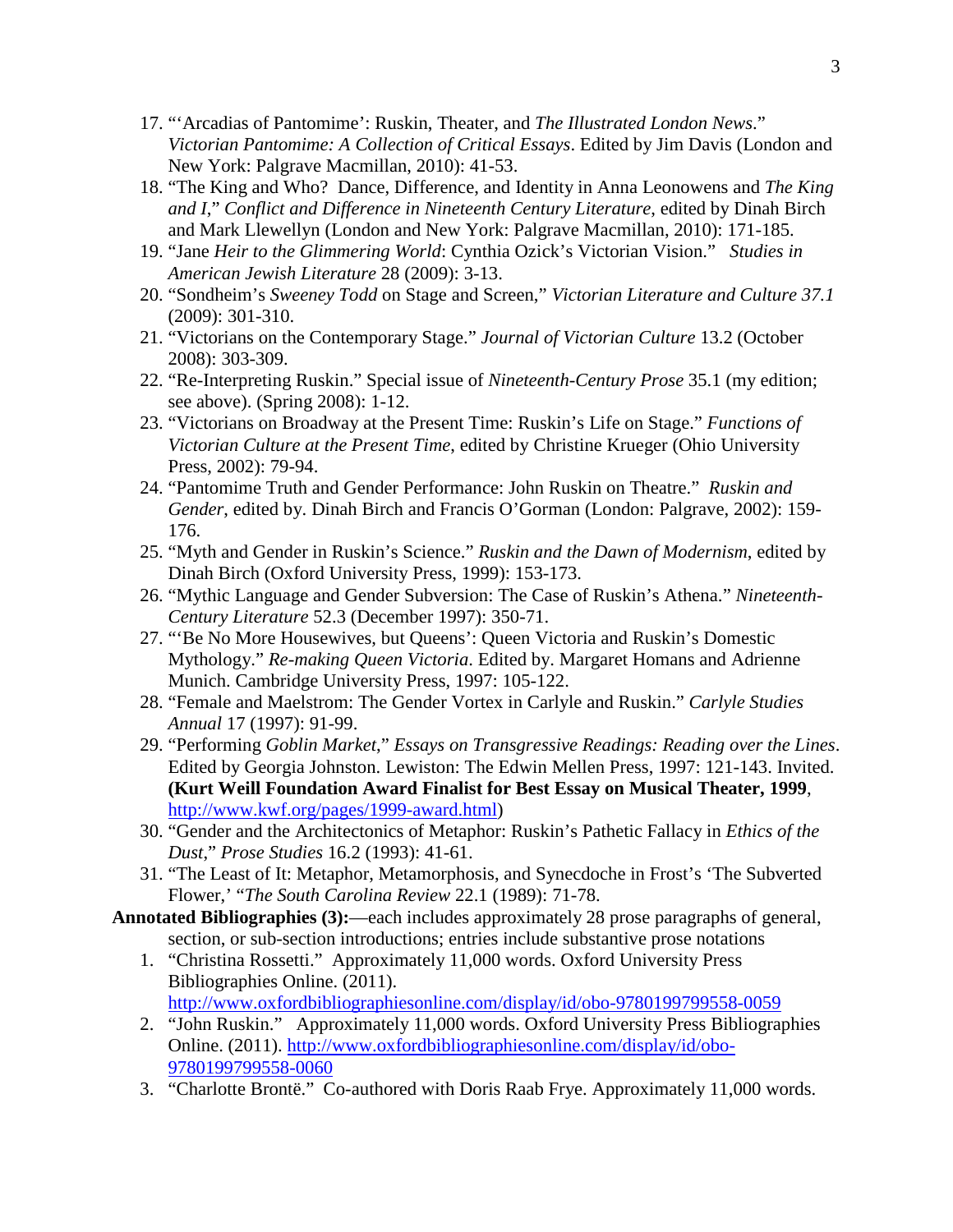17. "'Arcadias of Pantomime': Ruskin, Theater, and *The Illustrated London News*." *Victorian Pantomime: A Collection of Critical Essays*. Edited by Jim Davis (London and New York: Palgrave Macmillan, 2010): 41-53.
18. "The King and Who? Dance, Difference, and Identity in Anna Leonowens and *The King and I*," *Conflict and Difference in Nineteenth Century Literature*, edited by Dinah Birch and Mark Llewellyn (London and New York: Palgrave Macmillan, 2010): 171-185.
19. "Jane *Heir to the Glimmering World*: Cynthia Ozick's Victorian Vision." *Studies in American Jewish Literature* 28 (2009): 3-13.
20. "Sondheim's *Sweeney Todd* on Stage and Screen," *Victorian Literature and Culture 37.1* (2009): 301-310.
21. "Victorians on the Contemporary Stage." *Journal of Victorian Culture* 13.2 (October 2008): 303-309.
22. "Re-Interpreting Ruskin." Special issue of *Nineteenth-Century Prose* 35.1 (my edition; see above). (Spring 2008): 1-12.
23. "Victorians on Broadway at the Present Time: Ruskin's Life on Stage." *Functions of Victorian Culture at the Present Time*, edited by Christine Krueger (Ohio University Press, 2002): 79-94.
24. "Pantomime Truth and Gender Performance: John Ruskin on Theatre." *Ruskin and Gender*, edited by. Dinah Birch and Francis O'Gorman (London: Palgrave, 2002): 159-176.
25. "Myth and Gender in Ruskin's Science." *Ruskin and the Dawn of Modernism*, edited by Dinah Birch (Oxford University Press, 1999): 153-173.
26. "Mythic Language and Gender Subversion: The Case of Ruskin's Athena." *Nineteenth-Century Literature* 52.3 (December 1997): 350-71.
27. "'Be No More Housewives, but Queens': Queen Victoria and Ruskin's Domestic Mythology." *Re-making Queen Victoria*. Edited by. Margaret Homans and Adrienne Munich. Cambridge University Press, 1997: 105-122.
28. "Female and Maelstrom: The Gender Vortex in Carlyle and Ruskin." *Carlyle Studies Annual* 17 (1997): 91-99.
29. "Performing *Goblin Market*," *Essays on Transgressive Readings: Reading over the Lines*. Edited by Georgia Johnston. Lewiston: The Edwin Mellen Press, 1997: 121-143. Invited. **(Kurt Weill Foundation Award Finalist for Best Essay on Musical Theater, 1999**, http://www.kwf.org/pages/1999-award.html)
30. "Gender and the Architectonics of Metaphor: Ruskin's Pathetic Fallacy in *Ethics of the Dust*," *Prose Studies* 16.2 (1993): 41-61.
31. "The Least of It: Metaphor, Metamorphosis, and Synecdoche in Frost's 'The Subverted Flower,' "*The South Carolina Review* 22.1 (1989): 71-78.

**Annotated Bibliographies (3):**—each includes approximately 28 prose paragraphs of general, section, or sub-section introductions; entries include substantive prose notations

1. "Christina Rossetti." Approximately 11,000 words. Oxford University Press Bibliographies Online. (2011). http://www.oxfordbibliographiesonline.com/display/id/obo-9780199799558-0059
2. "John Ruskin." Approximately 11,000 words. Oxford University Press Bibliographies Online. (2011). http://www.oxfordbibliographiesonline.com/display/id/obo-9780199799558-0060
3. "Charlotte Brontë." Co-authored with Doris Raab Frye. Approximately 11,000 words.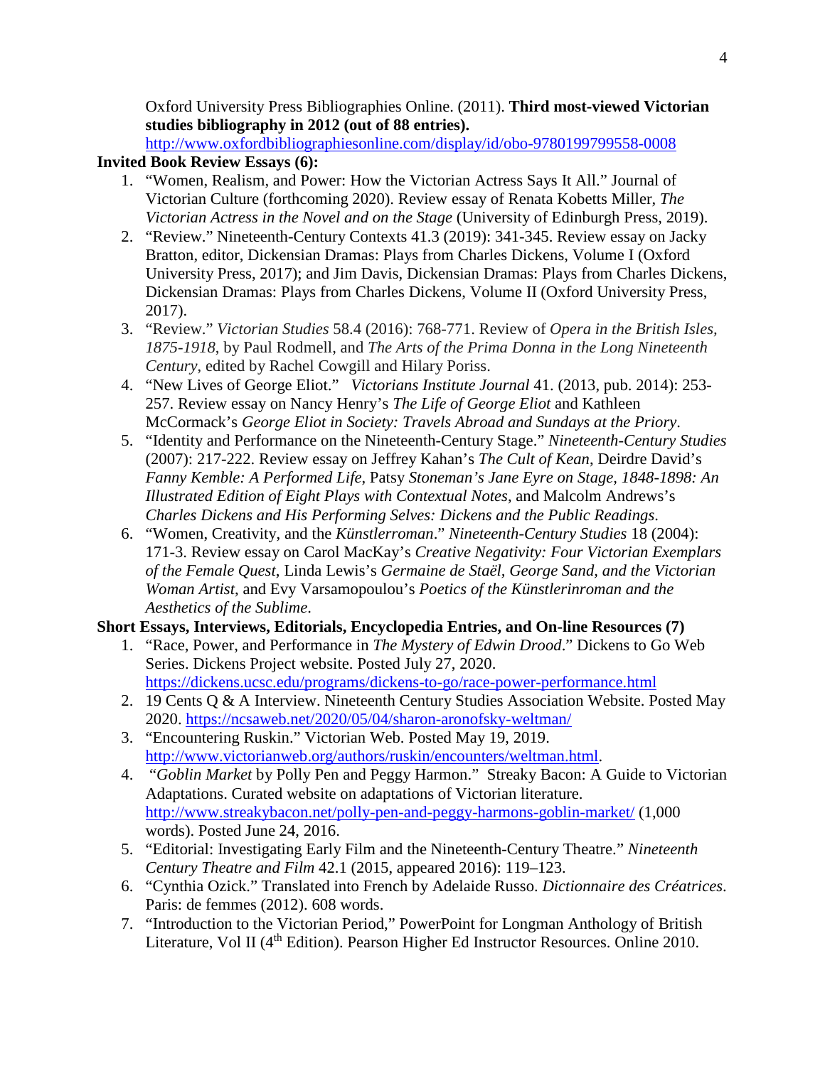Oxford University Press Bibliographies Online. (2011). **Third most-viewed Victorian studies bibliography in 2012 (out of 88 entries).** http://www.oxfordbibliographiesonline.com/display/id/obo-9780199799558-0008

**Invited Book Review Essays (6):**

1. "Women, Realism, and Power: How the Victorian Actress Says It All." Journal of Victorian Culture (forthcoming 2020). Review essay of Renata Kobetts Miller, *The Victorian Actress in the Novel and on the Stage* (University of Edinburgh Press, 2019).
2. "Review." Nineteenth-Century Contexts 41.3 (2019): 341-345. Review essay on Jacky Bratton, editor, Dickensian Dramas: Plays from Charles Dickens, Volume I (Oxford University Press, 2017); and Jim Davis, Dickensian Dramas: Plays from Charles Dickens, Dickensian Dramas: Plays from Charles Dickens, Volume II (Oxford University Press, 2017).
3. "Review." *Victorian Studies* 58.4 (2016): 768-771. Review of *Opera in the British Isles, 1875-1918*, by Paul Rodmell, and *The Arts of the Prima Donna in the Long Nineteenth Century*, edited by Rachel Cowgill and Hilary Poriss.
4. "New Lives of George Eliot." *Victorians Institute Journal* 41. (2013, pub. 2014): 253-257. Review essay on Nancy Henry's *The Life of George Eliot* and Kathleen McCormack's *George Eliot in Society: Travels Abroad and Sundays at the Priory*.
5. "Identity and Performance on the Nineteenth-Century Stage." *Nineteenth-Century Studies* (2007): 217-222. Review essay on Jeffrey Kahan's *The Cult of Kean*, Deirdre David's *Fanny Kemble: A Performed Life*, Patsy *Stoneman's Jane Eyre on Stage, 1848-1898: An Illustrated Edition of Eight Plays with Contextual Notes*, and Malcolm Andrews's *Charles Dickens and His Performing Selves: Dickens and the Public Readings*.
6. "Women, Creativity, and the *Künstlerroman*." *Nineteenth-Century Studies* 18 (2004): 171-3. Review essay on Carol MacKay's *Creative Negativity: Four Victorian Exemplars of the Female Quest*, Linda Lewis's *Germaine de Staël, George Sand, and the Victorian Woman Artist*, and Evy Varsamopoulou's *Poetics of the Künstlerinroman and the Aesthetics of the Sublime*.

**Short Essays, Interviews, Editorials, Encyclopedia Entries, and On-line Resources (7)**

1. "Race, Power, and Performance in *The Mystery of Edwin Drood*." Dickens to Go Web Series. Dickens Project website. Posted July 27, 2020. https://dickens.ucsc.edu/programs/dickens-to-go/race-power-performance.html
2. 19 Cents Q & A Interview. Nineteenth Century Studies Association Website. Posted May 2020. https://ncsaweb.net/2020/05/04/sharon-aronofsky-weltman/
3. "Encountering Ruskin." Victorian Web. Posted May 19, 2019. http://www.victorianweb.org/authors/ruskin/encounters/weltman.html.
4. "*Goblin Market* by Polly Pen and Peggy Harmon." Streaky Bacon: A Guide to Victorian Adaptations. Curated website on adaptations of Victorian literature. http://www.streakybacon.net/polly-pen-and-peggy-harmons-goblin-market/ (1,000 words). Posted June 24, 2016.
5. "Editorial: Investigating Early Film and the Nineteenth-Century Theatre." *Nineteenth Century Theatre and Film* 42.1 (2015, appeared 2016): 119–123.
6. "Cynthia Ozick." Translated into French by Adelaide Russo. *Dictionnaire des Créatrices*. Paris: de femmes (2012). 608 words.
7. "Introduction to the Victorian Period," PowerPoint for Longman Anthology of British Literature, Vol II (4th Edition). Pearson Higher Ed Instructor Resources. Online 2010.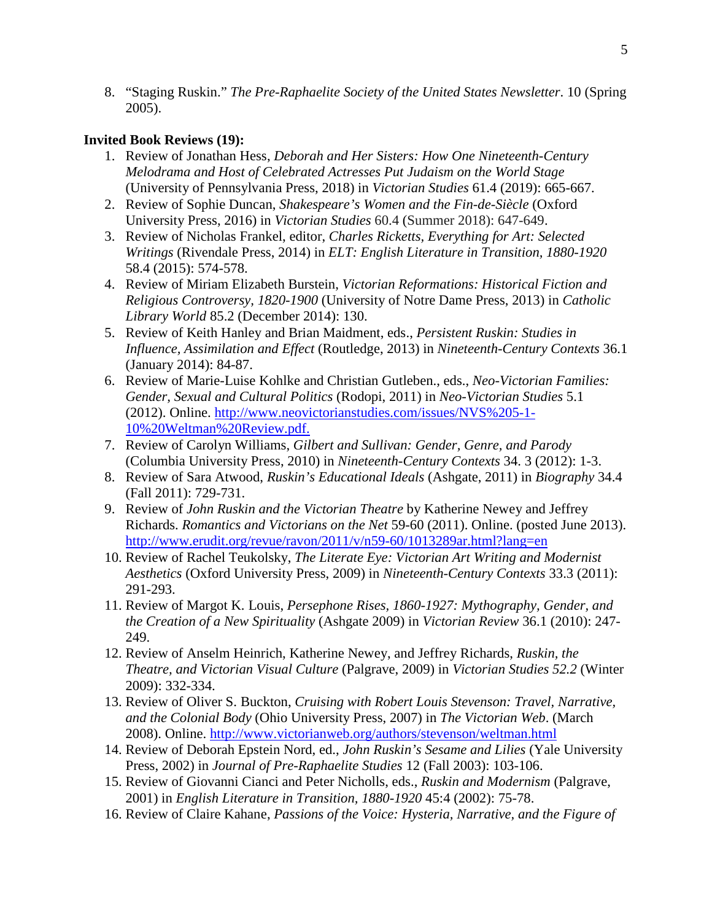8. "Staging Ruskin." *The Pre-Raphaelite Society of the United States Newsletter*. 10 (Spring 2005).

**Invited Book Reviews (19):**

1. Review of Jonathan Hess, *Deborah and Her Sisters: How One Nineteenth-Century Melodrama and Host of Celebrated Actresses Put Judaism on the World Stage* (University of Pennsylvania Press, 2018) in *Victorian Studies* 61.4 (2019): 665-667.
2. Review of Sophie Duncan, *Shakespeare's Women and the Fin-de-Siècle* (Oxford University Press, 2016) in *Victorian Studies* 60.4 (Summer 2018): 647-649.
3. Review of Nicholas Frankel, editor, *Charles Ricketts, Everything for Art: Selected Writings* (Rivendale Press, 2014) in *ELT: English Literature in Transition, 1880-1920* 58.4 (2015): 574-578.
4. Review of Miriam Elizabeth Burstein, *Victorian Reformations: Historical Fiction and Religious Controversy, 1820-1900* (University of Notre Dame Press, 2013) in *Catholic Library World* 85.2 (December 2014): 130.
5. Review of Keith Hanley and Brian Maidment, eds., *Persistent Ruskin: Studies in Influence, Assimilation and Effect* (Routledge, 2013) in *Nineteenth-Century Contexts* 36.1 (January 2014): 84-87.
6. Review of Marie-Luise Kohlke and Christian Gutleben., eds., *Neo-Victorian Families: Gender, Sexual and Cultural Politics* (Rodopi, 2011) in *Neo-Victorian Studies* 5.1 (2012). Online. http://www.neovictorianstudies.com/issues/NVS%205-1-10%20Weltman%20Review.pdf.
7. Review of Carolyn Williams, *Gilbert and Sullivan: Gender, Genre, and Parody* (Columbia University Press, 2010) in *Nineteenth-Century Contexts* 34. 3 (2012): 1-3.
8. Review of Sara Atwood, *Ruskin's Educational Ideals* (Ashgate, 2011) in *Biography* 34.4 (Fall 2011): 729-731.
9. Review of *John Ruskin and the Victorian Theatre* by Katherine Newey and Jeffrey Richards. *Romantics and Victorians on the Net* 59-60 (2011). Online. (posted June 2013). http://www.erudit.org/revue/ravon/2011/v/n59-60/1013289ar.html?lang=en
10. Review of Rachel Teukolsky, *The Literate Eye: Victorian Art Writing and Modernist Aesthetics* (Oxford University Press, 2009) in *Nineteenth-Century Contexts* 33.3 (2011): 291-293.
11. Review of Margot K. Louis, *Persephone Rises, 1860-1927: Mythography, Gender, and the Creation of a New Spirituality* (Ashgate 2009) in *Victorian Review* 36.1 (2010): 247-249.
12. Review of Anselm Heinrich, Katherine Newey, and Jeffrey Richards, *Ruskin, the Theatre, and Victorian Visual Culture* (Palgrave, 2009) in *Victorian Studies 52.2* (Winter 2009): 332-334.
13. Review of Oliver S. Buckton, *Cruising with Robert Louis Stevenson: Travel, Narrative, and the Colonial Body* (Ohio University Press, 2007) in *The Victorian Web*. (March 2008). Online. http://www.victorianweb.org/authors/stevenson/weltman.html
14. Review of Deborah Epstein Nord, ed., *John Ruskin's Sesame and Lilies* (Yale University Press, 2002) in *Journal of Pre-Raphaelite Studies* 12 (Fall 2003): 103-106.
15. Review of Giovanni Cianci and Peter Nicholls, eds., *Ruskin and Modernism* (Palgrave, 2001) in *English Literature in Transition, 1880-1920* 45:4 (2002): 75-78.
16. Review of Claire Kahane, *Passions of the Voice: Hysteria, Narrative, and the Figure of*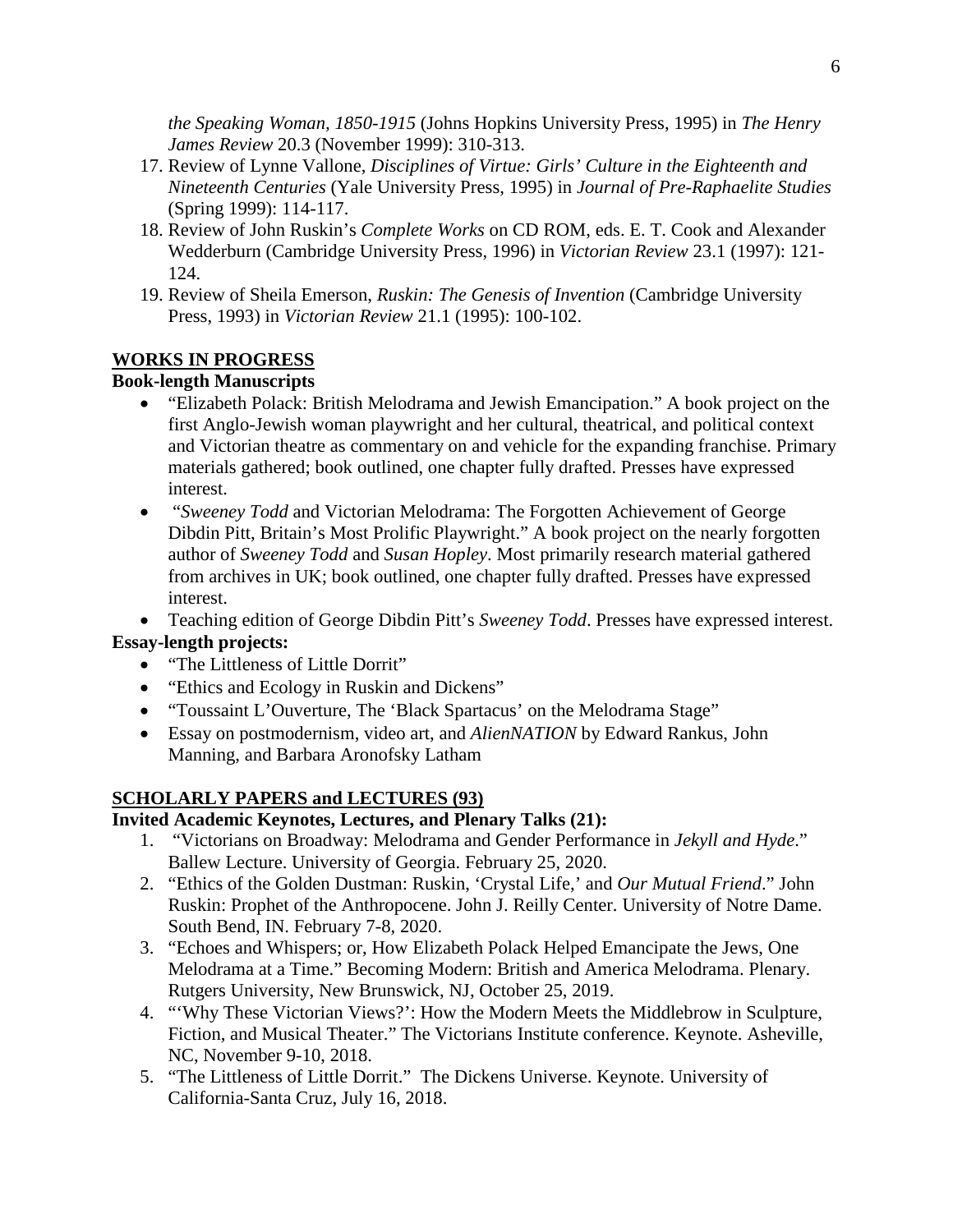*the Speaking Woman, 1850-1915* (Johns Hopkins University Press, 1995) in *The Henry James Review* 20.3 (November 1999): 310-313.

17. Review of Lynne Vallone, *Disciplines of Virtue: Girls' Culture in the Eighteenth and Nineteenth Centuries* (Yale University Press, 1995) in *Journal of Pre-Raphaelite Studies* (Spring 1999): 114-117.
18. Review of John Ruskin's *Complete Works* on CD ROM, eds. E. T. Cook and Alexander Wedderburn (Cambridge University Press, 1996) in *Victorian Review* 23.1 (1997): 121-124.
19. Review of Sheila Emerson, *Ruskin: The Genesis of Invention* (Cambridge University Press, 1993) in *Victorian Review* 21.1 (1995): 100-102.

## WORKS IN PROGRESS

### Book-length Manuscripts

- "Elizabeth Polack: British Melodrama and Jewish Emancipation." A book project on the first Anglo-Jewish woman playwright and her cultural, theatrical, and political context and Victorian theatre as commentary on and vehicle for the expanding franchise. Primary materials gathered; book outlined, one chapter fully drafted. Presses have expressed interest.
- "*Sweeney Todd* and Victorian Melodrama: The Forgotten Achievement of George Dibdin Pitt, Britain's Most Prolific Playwright." A book project on the nearly forgotten author of *Sweeney Todd* and *Susan Hopley*. Most primarily research material gathered from archives in UK; book outlined, one chapter fully drafted. Presses have expressed interest.
- Teaching edition of George Dibdin Pitt's *Sweeney Todd*. Presses have expressed interest.

### Essay-length projects:

- "The Littleness of Little Dorrit"
- "Ethics and Ecology in Ruskin and Dickens"
- "Toussaint L'Ouverture, The 'Black Spartacus' on the Melodrama Stage"
- Essay on postmodernism, video art, and *AlienNATION* by Edward Rankus, John Manning, and Barbara Aronofsky Latham

## SCHOLARLY PAPERS and LECTURES (93)

### Invited Academic Keynotes, Lectures, and Plenary Talks (21):

1. "Victorians on Broadway: Melodrama and Gender Performance in *Jekyll and Hyde*." Ballew Lecture. University of Georgia. February 25, 2020.
2. "Ethics of the Golden Dustman: Ruskin, 'Crystal Life,' and *Our Mutual Friend*." John Ruskin: Prophet of the Anthropocene. John J. Reilly Center. University of Notre Dame. South Bend, IN. February 7-8, 2020.
3. "Echoes and Whispers; or, How Elizabeth Polack Helped Emancipate the Jews, One Melodrama at a Time." Becoming Modern: British and America Melodrama. Plenary. Rutgers University, New Brunswick, NJ, October 25, 2019.
4. "'Why These Victorian Views?': How the Modern Meets the Middlebrow in Sculpture, Fiction, and Musical Theater." The Victorians Institute conference. Keynote. Asheville, NC, November 9-10, 2018.
5. "The Littleness of Little Dorrit." The Dickens Universe. Keynote. University of California-Santa Cruz, July 16, 2018.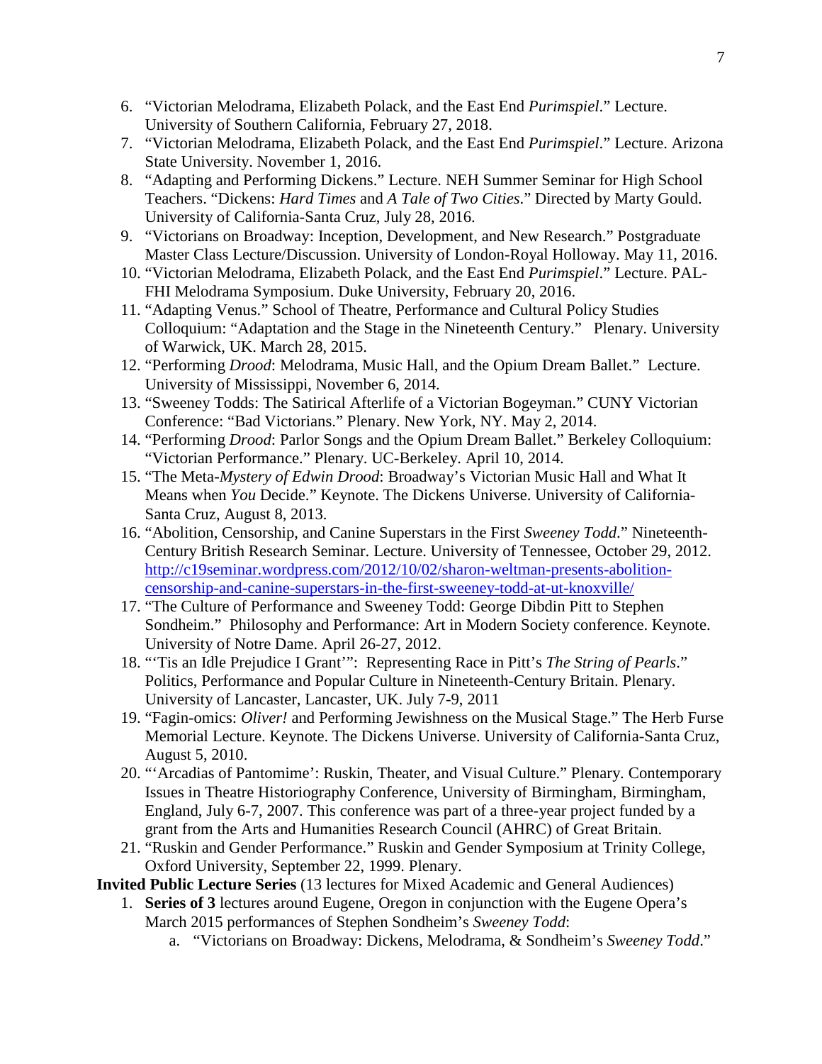6. "Victorian Melodrama, Elizabeth Polack, and the East End *Purimspiel*." Lecture. University of Southern California, February 27, 2018.
7. "Victorian Melodrama, Elizabeth Polack, and the East End *Purimspiel*." Lecture. Arizona State University. November 1, 2016.
8. "Adapting and Performing Dickens." Lecture. NEH Summer Seminar for High School Teachers. "Dickens: *Hard Times* and *A Tale of Two Cities*." Directed by Marty Gould. University of California-Santa Cruz, July 28, 2016.
9. "Victorians on Broadway: Inception, Development, and New Research." Postgraduate Master Class Lecture/Discussion. University of London-Royal Holloway. May 11, 2016.
10. "Victorian Melodrama, Elizabeth Polack, and the East End *Purimspiel*." Lecture. PAL-FHI Melodrama Symposium. Duke University, February 20, 2016.
11. "Adapting Venus." School of Theatre, Performance and Cultural Policy Studies Colloquium: "Adaptation and the Stage in the Nineteenth Century." Plenary. University of Warwick, UK. March 28, 2015.
12. "Performing *Drood*: Melodrama, Music Hall, and the Opium Dream Ballet." Lecture. University of Mississippi, November 6, 2014.
13. "Sweeney Todds: The Satirical Afterlife of a Victorian Bogeyman." CUNY Victorian Conference: "Bad Victorians." Plenary. New York, NY. May 2, 2014.
14. "Performing *Drood*: Parlor Songs and the Opium Dream Ballet." Berkeley Colloquium: "Victorian Performance." Plenary. UC-Berkeley. April 10, 2014.
15. "The Meta-*Mystery of Edwin Drood*: Broadway's Victorian Music Hall and What It Means when *You* Decide." Keynote. The Dickens Universe. University of California-Santa Cruz, August 8, 2013.
16. "Abolition, Censorship, and Canine Superstars in the First *Sweeney Todd*." Nineteenth-Century British Research Seminar. Lecture. University of Tennessee, October 29, 2012. [http://c19seminar.wordpress.com/2012/10/02/sharon-weltman-presents-abolition-censorship-and-canine-superstars-in-the-first-sweeney-todd-at-ut-knoxville/](http://c19seminar.wordpress.com/2012/10/02/sharon-weltman-presents-abolition-censorship-and-canine-superstars-in-the-first-sweeney-todd-at-ut-knoxville/)
17. "The Culture of Performance and Sweeney Todd: George Dibdin Pitt to Stephen Sondheim." Philosophy and Performance: Art in Modern Society conference. Keynote. University of Notre Dame. April 26-27, 2012.
18. "'Tis an Idle Prejudice I Grant'": Representing Race in Pitt's *The String of Pearls*." Politics, Performance and Popular Culture in Nineteenth-Century Britain. Plenary. University of Lancaster, Lancaster, UK. July 7-9, 2011
19. "Fagin-omics: *Oliver!* and Performing Jewishness on the Musical Stage." The Herb Furse Memorial Lecture. Keynote. The Dickens Universe. University of California-Santa Cruz, August 5, 2010.
20. "'Arcadias of Pantomime': Ruskin, Theater, and Visual Culture." Plenary. Contemporary Issues in Theatre Historiography Conference, University of Birmingham, Birmingham, England, July 6-7, 2007. This conference was part of a three-year project funded by a grant from the Arts and Humanities Research Council (AHRC) of Great Britain.
21. "Ruskin and Gender Performance." Ruskin and Gender Symposium at Trinity College, Oxford University, September 22, 1999. Plenary.

**Invited Public Lecture Series** (13 lectures for Mixed Academic and General Audiences)

1. **Series of 3** lectures around Eugene, Oregon in conjunction with the Eugene Opera's March 2015 performances of Stephen Sondheim's *Sweeney Todd*:
   a. "Victorians on Broadway: Dickens, Melodrama, & Sondheim's *Sweeney Todd*."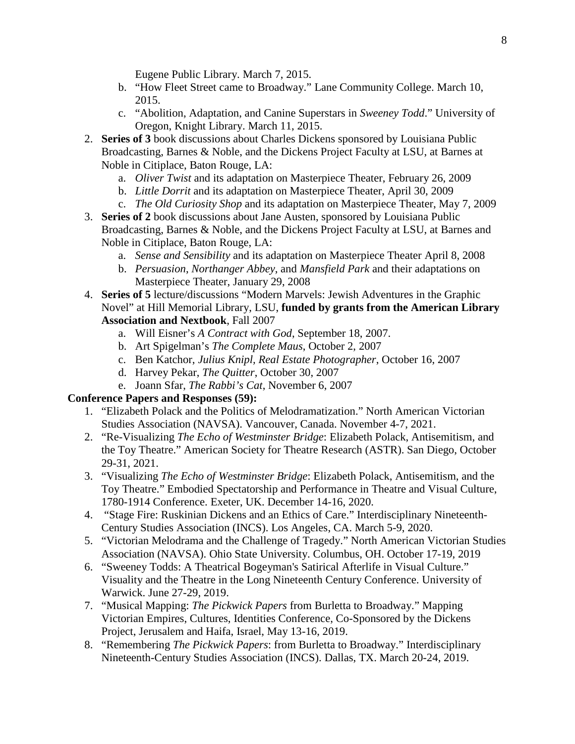Eugene Public Library. March 7, 2015.

   b. "How Fleet Street came to Broadway." Lane Community College. March 10, 2015.
   c. "Abolition, Adaptation, and Canine Superstars in *Sweeney Todd*." University of Oregon, Knight Library. March 11, 2015.

2. **Series of 3** book discussions about Charles Dickens sponsored by Louisiana Public Broadcasting, Barnes & Noble, and the Dickens Project Faculty at LSU, at Barnes at Noble in Citiplace, Baton Rouge, LA:
   a. *Oliver Twist* and its adaptation on Masterpiece Theater, February 26, 2009
   b. *Little Dorrit* and its adaptation on Masterpiece Theater, April 30, 2009
   c. *The Old Curiosity Shop* and its adaptation on Masterpiece Theater, May 7, 2009
3. **Series of 2** book discussions about Jane Austen, sponsored by Louisiana Public Broadcasting, Barnes & Noble, and the Dickens Project Faculty at LSU, at Barnes and Noble in Citiplace, Baton Rouge, LA:
   a. *Sense and Sensibility* and its adaptation on Masterpiece Theater April 8, 2008
   b. *Persuasion*, *Northanger Abbey*, and *Mansfield Park* and their adaptations on Masterpiece Theater, January 29, 2008
4. **Series of 5** lecture/discussions "Modern Marvels: Jewish Adventures in the Graphic Novel" at Hill Memorial Library, LSU, **funded by grants from the American Library Association and Nextbook**, Fall 2007
   a. Will Eisner's *A Contract with God*, September 18, 2007.
   b. Art Spigelman's *The Complete Maus*, October 2, 2007
   c. Ben Katchor, *Julius Knipl, Real Estate Photographer*, October 16, 2007
   d. Harvey Pekar, *The Quitter*, October 30, 2007
   e. Joann Sfar, *The Rabbi's Cat*, November 6, 2007

**Conference Papers and Responses (59):**

1. "Elizabeth Polack and the Politics of Melodramatization." North American Victorian Studies Association (NAVSA). Vancouver, Canada. November 4-7, 2021.
2. "Re-Visualizing *The Echo of Westminster Bridge*: Elizabeth Polack, Antisemitism, and the Toy Theatre." American Society for Theatre Research (ASTR). San Diego, October 29-31, 2021.
3. "Visualizing *The Echo of Westminster Bridge*: Elizabeth Polack, Antisemitism, and the Toy Theatre." Embodied Spectatorship and Performance in Theatre and Visual Culture, 1780-1914 Conference. Exeter, UK. December 14-16, 2020.
4. "Stage Fire: Ruskinian Dickens and an Ethics of Care." Interdisciplinary Nineteenth-Century Studies Association (INCS). Los Angeles, CA. March 5-9, 2020.
5. "Victorian Melodrama and the Challenge of Tragedy." North American Victorian Studies Association (NAVSA). Ohio State University. Columbus, OH. October 17-19, 2019
6. "Sweeney Todds: A Theatrical Bogeyman's Satirical Afterlife in Visual Culture." Visuality and the Theatre in the Long Nineteenth Century Conference. University of Warwick. June 27-29, 2019.
7. "Musical Mapping: *The Pickwick Papers* from Burletta to Broadway." Mapping Victorian Empires, Cultures, Identities Conference, Co-Sponsored by the Dickens Project, Jerusalem and Haifa, Israel, May 13-16, 2019.
8. "Remembering *The Pickwick Papers*: from Burletta to Broadway." Interdisciplinary Nineteenth-Century Studies Association (INCS). Dallas, TX. March 20-24, 2019.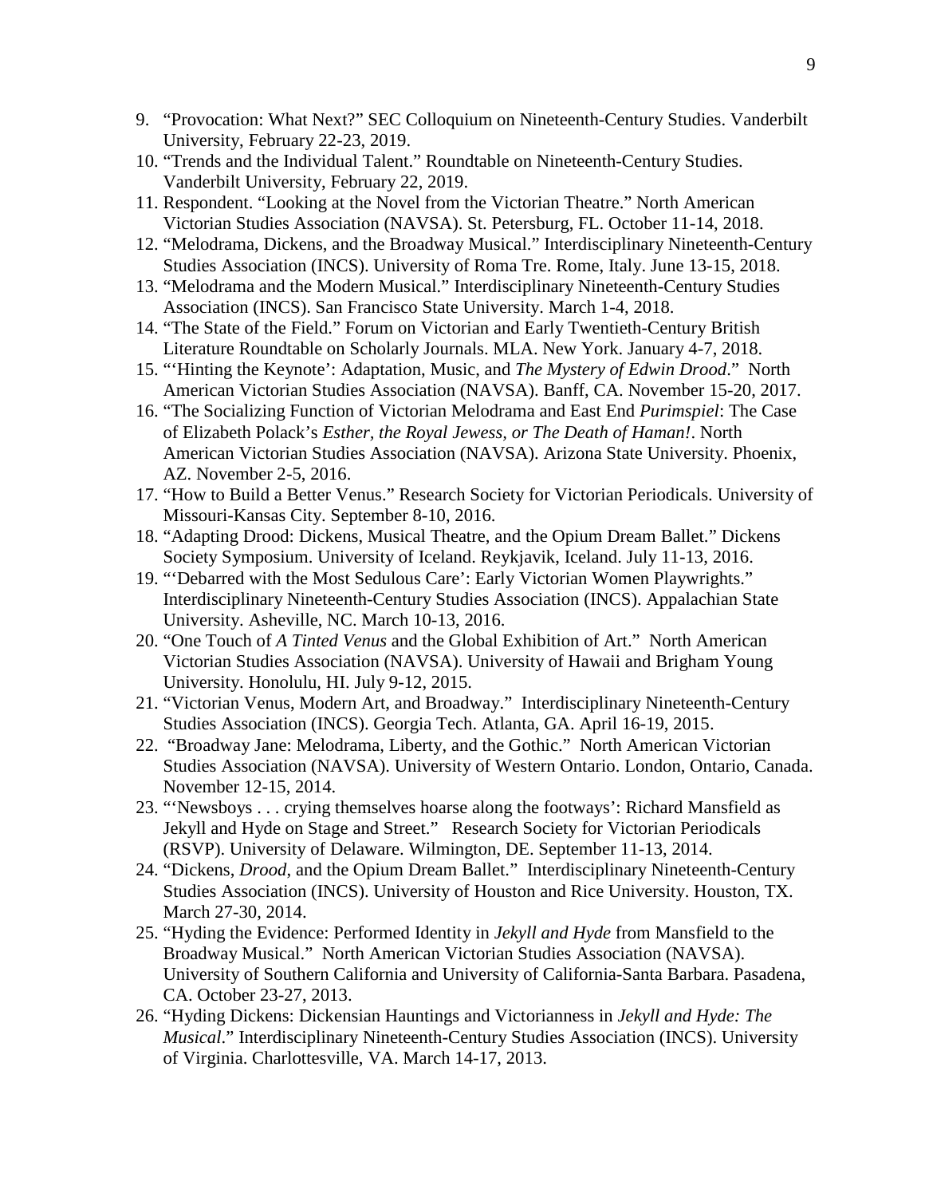9. "Provocation: What Next?" SEC Colloquium on Nineteenth-Century Studies. Vanderbilt University, February 22-23, 2019.
10. "Trends and the Individual Talent." Roundtable on Nineteenth-Century Studies. Vanderbilt University, February 22, 2019.
11. Respondent. "Looking at the Novel from the Victorian Theatre." North American Victorian Studies Association (NAVSA). St. Petersburg, FL. October 11-14, 2018.
12. "Melodrama, Dickens, and the Broadway Musical." Interdisciplinary Nineteenth-Century Studies Association (INCS). University of Roma Tre. Rome, Italy. June 13-15, 2018.
13. "Melodrama and the Modern Musical." Interdisciplinary Nineteenth-Century Studies Association (INCS). San Francisco State University. March 1-4, 2018.
14. "The State of the Field." Forum on Victorian and Early Twentieth-Century British Literature Roundtable on Scholarly Journals. MLA. New York. January 4-7, 2018.
15. "'Hinting the Keynote': Adaptation, Music, and *The Mystery of Edwin Drood*." North American Victorian Studies Association (NAVSA). Banff, CA. November 15-20, 2017.
16. "The Socializing Function of Victorian Melodrama and East End *Purimspiel*: The Case of Elizabeth Polack's *Esther, the Royal Jewess, or The Death of Haman!*. North American Victorian Studies Association (NAVSA). Arizona State University. Phoenix, AZ. November 2-5, 2016.
17. "How to Build a Better Venus." Research Society for Victorian Periodicals. University of Missouri-Kansas City. September 8-10, 2016.
18. "Adapting Drood: Dickens, Musical Theatre, and the Opium Dream Ballet." Dickens Society Symposium. University of Iceland. Reykjavik, Iceland. July 11-13, 2016.
19. "'Debarred with the Most Sedulous Care': Early Victorian Women Playwrights." Interdisciplinary Nineteenth-Century Studies Association (INCS). Appalachian State University. Asheville, NC. March 10-13, 2016.
20. "One Touch of *A Tinted Venus* and the Global Exhibition of Art." North American Victorian Studies Association (NAVSA). University of Hawaii and Brigham Young University. Honolulu, HI. July 9-12, 2015.
21. "Victorian Venus, Modern Art, and Broadway." Interdisciplinary Nineteenth-Century Studies Association (INCS). Georgia Tech. Atlanta, GA. April 16-19, 2015.
22. "Broadway Jane: Melodrama, Liberty, and the Gothic." North American Victorian Studies Association (NAVSA). University of Western Ontario. London, Ontario, Canada. November 12-15, 2014.
23. "'Newsboys . . . crying themselves hoarse along the footways': Richard Mansfield as Jekyll and Hyde on Stage and Street." Research Society for Victorian Periodicals (RSVP). University of Delaware. Wilmington, DE. September 11-13, 2014.
24. "Dickens, *Drood*, and the Opium Dream Ballet." Interdisciplinary Nineteenth-Century Studies Association (INCS). University of Houston and Rice University. Houston, TX. March 27-30, 2014.
25. "Hyding the Evidence: Performed Identity in *Jekyll and Hyde* from Mansfield to the Broadway Musical." North American Victorian Studies Association (NAVSA). University of Southern California and University of California-Santa Barbara. Pasadena, CA. October 23-27, 2013.
26. "Hyding Dickens: Dickensian Hauntings and Victorianness in *Jekyll and Hyde: The Musical*." Interdisciplinary Nineteenth-Century Studies Association (INCS). University of Virginia. Charlottesville, VA. March 14-17, 2013.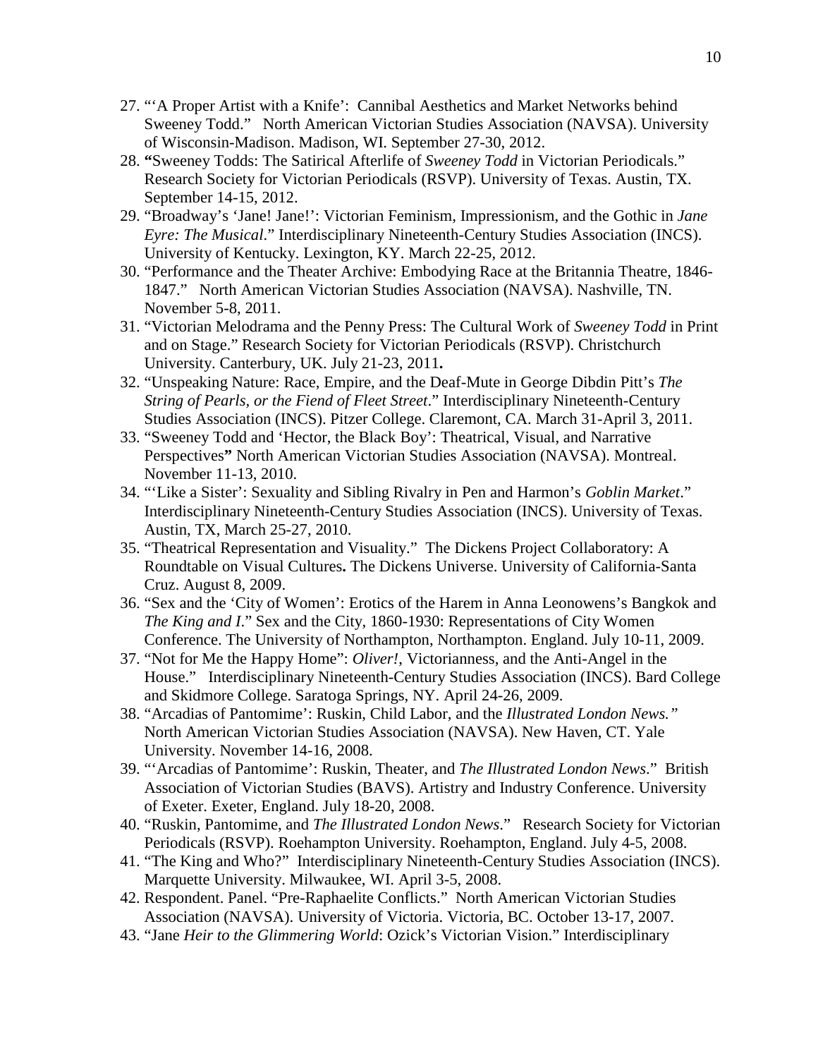27. "'A Proper Artist with a Knife': Cannibal Aesthetics and Market Networks behind Sweeney Todd." North American Victorian Studies Association (NAVSA). University of Wisconsin-Madison. Madison, WI. September 27-30, 2012.
28. **"**Sweeney Todds: The Satirical Afterlife of *Sweeney Todd* in Victorian Periodicals." Research Society for Victorian Periodicals (RSVP). University of Texas. Austin, TX. September 14-15, 2012.
29. "Broadway's 'Jane! Jane!': Victorian Feminism, Impressionism, and the Gothic in *Jane Eyre: The Musical*." Interdisciplinary Nineteenth-Century Studies Association (INCS). University of Kentucky. Lexington, KY. March 22-25, 2012.
30. "Performance and the Theater Archive: Embodying Race at the Britannia Theatre, 1846-1847." North American Victorian Studies Association (NAVSA). Nashville, TN. November 5-8, 2011.
31. "Victorian Melodrama and the Penny Press: The Cultural Work of *Sweeney Todd* in Print and on Stage." Research Society for Victorian Periodicals (RSVP). Christchurch University. Canterbury, UK. July 21-23, 2011**.**
32. "Unspeaking Nature: Race, Empire, and the Deaf-Mute in George Dibdin Pitt's *The String of Pearls, or the Fiend of Fleet Street*." Interdisciplinary Nineteenth-Century Studies Association (INCS). Pitzer College. Claremont, CA. March 31-April 3, 2011.
33. "Sweeney Todd and 'Hector, the Black Boy': Theatrical, Visual, and Narrative Perspectives**"** North American Victorian Studies Association (NAVSA). Montreal. November 11-13, 2010.
34. "'Like a Sister': Sexuality and Sibling Rivalry in Pen and Harmon's *Goblin Market*." Interdisciplinary Nineteenth-Century Studies Association (INCS). University of Texas. Austin, TX, March 25-27, 2010.
35. "Theatrical Representation and Visuality." The Dickens Project Collaboratory: A Roundtable on Visual Cultures**.** The Dickens Universe. University of California-Santa Cruz. August 8, 2009.
36. "Sex and the 'City of Women': Erotics of the Harem in Anna Leonowens's Bangkok and *The King and I*." Sex and the City, 1860-1930: Representations of City Women Conference. The University of Northampton, Northampton. England. July 10-11, 2009.
37. "Not for Me the Happy Home": *Oliver!*, Victorianness, and the Anti-Angel in the House." Interdisciplinary Nineteenth-Century Studies Association (INCS). Bard College and Skidmore College. Saratoga Springs, NY. April 24-26, 2009.
38. "Arcadias of Pantomime': Ruskin, Child Labor, and the *Illustrated London News."* North American Victorian Studies Association (NAVSA). New Haven, CT. Yale University. November 14-16, 2008.
39. "'Arcadias of Pantomime': Ruskin, Theater, and *The Illustrated London News*." British Association of Victorian Studies (BAVS). Artistry and Industry Conference. University of Exeter. Exeter, England. July 18-20, 2008.
40. "Ruskin, Pantomime, and *The Illustrated London News*." Research Society for Victorian Periodicals (RSVP). Roehampton University. Roehampton, England. July 4-5, 2008.
41. "The King and Who?" Interdisciplinary Nineteenth-Century Studies Association (INCS). Marquette University. Milwaukee, WI. April 3-5, 2008.
42. Respondent. Panel. "Pre-Raphaelite Conflicts." North American Victorian Studies Association (NAVSA). University of Victoria. Victoria, BC. October 13-17, 2007.
43. "Jane *Heir to the Glimmering World*: Ozick's Victorian Vision." Interdisciplinary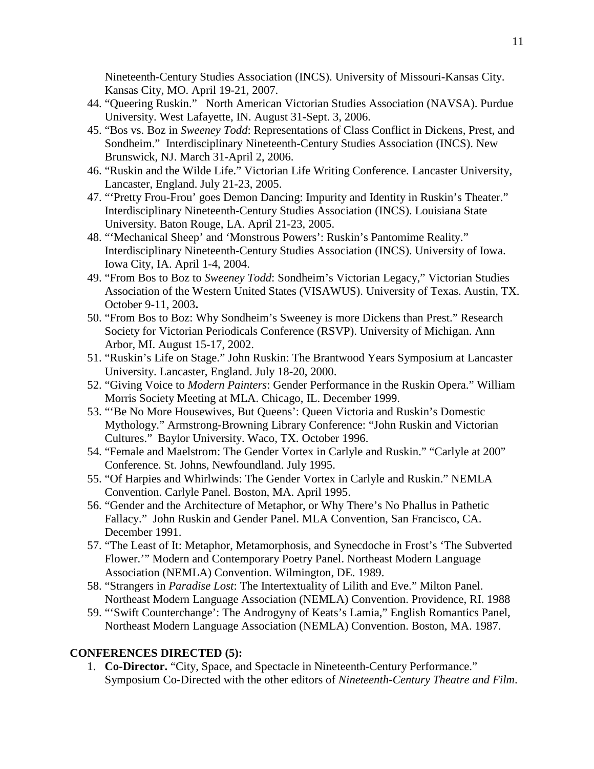Nineteenth-Century Studies Association (INCS). University of Missouri-Kansas City. Kansas City, MO. April 19-21, 2007.

44. "Queering Ruskin." North American Victorian Studies Association (NAVSA). Purdue University. West Lafayette, IN. August 31-Sept. 3, 2006.
45. "Bos vs. Boz in *Sweeney Todd*: Representations of Class Conflict in Dickens, Prest, and Sondheim." Interdisciplinary Nineteenth-Century Studies Association (INCS). New Brunswick, NJ. March 31-April 2, 2006.
46. "Ruskin and the Wilde Life." Victorian Life Writing Conference. Lancaster University, Lancaster, England. July 21-23, 2005.
47. "'Pretty Frou-Frou' goes Demon Dancing: Impurity and Identity in Ruskin's Theater." Interdisciplinary Nineteenth-Century Studies Association (INCS). Louisiana State University. Baton Rouge, LA. April 21-23, 2005.
48. "'Mechanical Sheep' and 'Monstrous Powers': Ruskin's Pantomime Reality." Interdisciplinary Nineteenth-Century Studies Association (INCS). University of Iowa. Iowa City, IA. April 1-4, 2004.
49. "From Bos to Boz to *Sweeney Todd*: Sondheim's Victorian Legacy," Victorian Studies Association of the Western United States (VISAWUS). University of Texas. Austin, TX. October 9-11, 2003**.**
50. "From Bos to Boz: Why Sondheim's Sweeney is more Dickens than Prest." Research Society for Victorian Periodicals Conference (RSVP). University of Michigan. Ann Arbor, MI. August 15-17, 2002.
51. "Ruskin's Life on Stage." John Ruskin: The Brantwood Years Symposium at Lancaster University. Lancaster, England. July 18-20, 2000.
52. "Giving Voice to *Modern Painters*: Gender Performance in the Ruskin Opera." William Morris Society Meeting at MLA. Chicago, IL. December 1999.
53. "'Be No More Housewives, But Queens': Queen Victoria and Ruskin's Domestic Mythology." Armstrong-Browning Library Conference: "John Ruskin and Victorian Cultures." Baylor University. Waco, TX. October 1996.
54. "Female and Maelstrom: The Gender Vortex in Carlyle and Ruskin." "Carlyle at 200" Conference. St. Johns, Newfoundland. July 1995.
55. "Of Harpies and Whirlwinds: The Gender Vortex in Carlyle and Ruskin." NEMLA Convention. Carlyle Panel. Boston, MA. April 1995.
56. "Gender and the Architecture of Metaphor, or Why There's No Phallus in Pathetic Fallacy." John Ruskin and Gender Panel. MLA Convention, San Francisco, CA. December 1991.
57. "The Least of It: Metaphor, Metamorphosis, and Synecdoche in Frost's 'The Subverted Flower.'" Modern and Contemporary Poetry Panel. Northeast Modern Language Association (NEMLA) Convention. Wilmington, DE. 1989.
58. "Strangers in *Paradise Lost*: The Intertextuality of Lilith and Eve." Milton Panel. Northeast Modern Language Association (NEMLA) Convention. Providence, RI. 1988
59. "'Swift Counterchange': The Androgyny of Keats's Lamia," English Romantics Panel, Northeast Modern Language Association (NEMLA) Convention. Boston, MA. 1987.

**CONFERENCES DIRECTED (5):**

1. **Co-Director.** "City, Space, and Spectacle in Nineteenth-Century Performance." Symposium Co-Directed with the other editors of *Nineteenth-Century Theatre and Film*.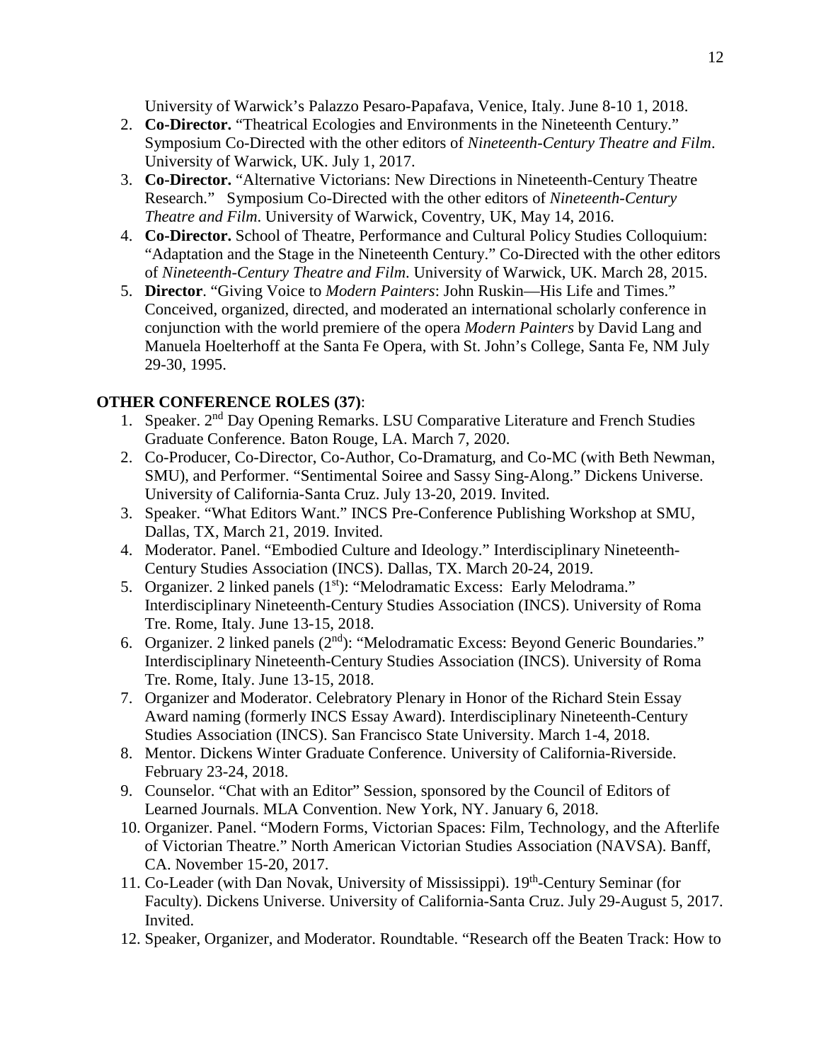University of Warwick's Palazzo Pesaro-Papafava, Venice, Italy. June 8-10 1, 2018.

2. **Co-Director.** "Theatrical Ecologies and Environments in the Nineteenth Century." Symposium Co-Directed with the other editors of *Nineteenth-Century Theatre and Film*. University of Warwick, UK. July 1, 2017.
3. **Co-Director.** "Alternative Victorians: New Directions in Nineteenth-Century Theatre Research." Symposium Co-Directed with the other editors of *Nineteenth-Century Theatre and Film*. University of Warwick, Coventry, UK, May 14, 2016.
4. **Co-Director.** School of Theatre, Performance and Cultural Policy Studies Colloquium: "Adaptation and the Stage in the Nineteenth Century." Co-Directed with the other editors of *Nineteenth-Century Theatre and Film*. University of Warwick, UK. March 28, 2015.
5. **Director**. "Giving Voice to *Modern Painters*: John Ruskin—His Life and Times." Conceived, organized, directed, and moderated an international scholarly conference in conjunction with the world premiere of the opera *Modern Painters* by David Lang and Manuela Hoelterhoff at the Santa Fe Opera, with St. John's College, Santa Fe, NM July 29-30, 1995.

**OTHER CONFERENCE ROLES (37)**:

1. Speaker. 2nd Day Opening Remarks. LSU Comparative Literature and French Studies Graduate Conference. Baton Rouge, LA. March 7, 2020.
2. Co-Producer, Co-Director, Co-Author, Co-Dramaturg, and Co-MC (with Beth Newman, SMU), and Performer. "Sentimental Soiree and Sassy Sing-Along." Dickens Universe. University of California-Santa Cruz. July 13-20, 2019. Invited.
3. Speaker. "What Editors Want." INCS Pre-Conference Publishing Workshop at SMU, Dallas, TX, March 21, 2019. Invited.
4. Moderator. Panel. "Embodied Culture and Ideology." Interdisciplinary Nineteenth-Century Studies Association (INCS). Dallas, TX. March 20-24, 2019.
5. Organizer. 2 linked panels (1st): "Melodramatic Excess: Early Melodrama." Interdisciplinary Nineteenth-Century Studies Association (INCS). University of Roma Tre. Rome, Italy. June 13-15, 2018.
6. Organizer. 2 linked panels (2nd): "Melodramatic Excess: Beyond Generic Boundaries." Interdisciplinary Nineteenth-Century Studies Association (INCS). University of Roma Tre. Rome, Italy. June 13-15, 2018.
7. Organizer and Moderator. Celebratory Plenary in Honor of the Richard Stein Essay Award naming (formerly INCS Essay Award). Interdisciplinary Nineteenth-Century Studies Association (INCS). San Francisco State University. March 1-4, 2018.
8. Mentor. Dickens Winter Graduate Conference. University of California-Riverside. February 23-24, 2018.
9. Counselor. "Chat with an Editor" Session, sponsored by the Council of Editors of Learned Journals. MLA Convention. New York, NY. January 6, 2018.
10. Organizer. Panel. "Modern Forms, Victorian Spaces: Film, Technology, and the Afterlife of Victorian Theatre." North American Victorian Studies Association (NAVSA). Banff, CA. November 15-20, 2017.
11. Co-Leader (with Dan Novak, University of Mississippi). 19th-Century Seminar (for Faculty). Dickens Universe. University of California-Santa Cruz. July 29-August 5, 2017. Invited.
12. Speaker, Organizer, and Moderator. Roundtable. "Research off the Beaten Track: How to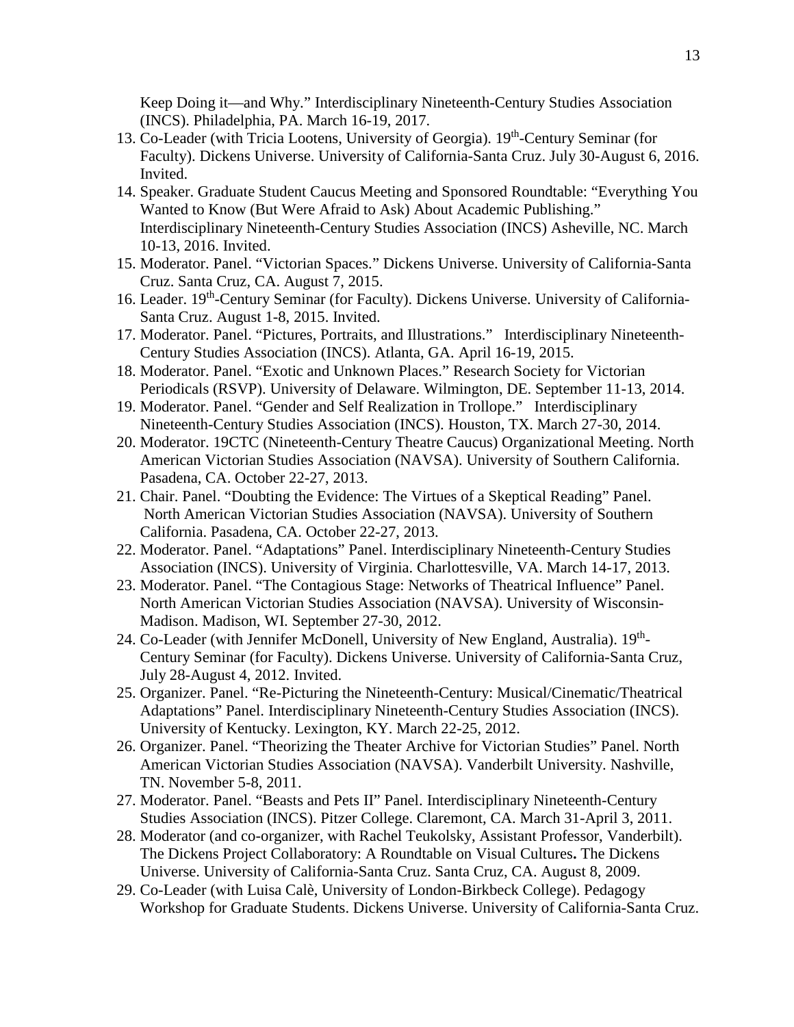Keep Doing it—and Why." Interdisciplinary Nineteenth-Century Studies Association (INCS). Philadelphia, PA. March 16-19, 2017.

13. Co-Leader (with Tricia Lootens, University of Georgia). 19th-Century Seminar (for Faculty). Dickens Universe. University of California-Santa Cruz. July 30-August 6, 2016. Invited.
14. Speaker. Graduate Student Caucus Meeting and Sponsored Roundtable: "Everything You Wanted to Know (But Were Afraid to Ask) About Academic Publishing." Interdisciplinary Nineteenth-Century Studies Association (INCS) Asheville, NC. March 10-13, 2016. Invited.
15. Moderator. Panel. "Victorian Spaces." Dickens Universe. University of California-Santa Cruz. Santa Cruz, CA. August 7, 2015.
16. Leader. 19th-Century Seminar (for Faculty). Dickens Universe. University of California-Santa Cruz. August 1-8, 2015. Invited.
17. Moderator. Panel. "Pictures, Portraits, and Illustrations." Interdisciplinary Nineteenth-Century Studies Association (INCS). Atlanta, GA. April 16-19, 2015.
18. Moderator. Panel. "Exotic and Unknown Places." Research Society for Victorian Periodicals (RSVP). University of Delaware. Wilmington, DE. September 11-13, 2014.
19. Moderator. Panel. "Gender and Self Realization in Trollope." Interdisciplinary Nineteenth-Century Studies Association (INCS). Houston, TX. March 27-30, 2014.
20. Moderator. 19CTC (Nineteenth-Century Theatre Caucus) Organizational Meeting. North American Victorian Studies Association (NAVSA). University of Southern California. Pasadena, CA. October 22-27, 2013.
21. Chair. Panel. "Doubting the Evidence: The Virtues of a Skeptical Reading" Panel. North American Victorian Studies Association (NAVSA). University of Southern California. Pasadena, CA. October 22-27, 2013.
22. Moderator. Panel. "Adaptations" Panel. Interdisciplinary Nineteenth-Century Studies Association (INCS). University of Virginia. Charlottesville, VA. March 14-17, 2013.
23. Moderator. Panel. "The Contagious Stage: Networks of Theatrical Influence" Panel. North American Victorian Studies Association (NAVSA). University of Wisconsin-Madison. Madison, WI. September 27-30, 2012.
24. Co-Leader (with Jennifer McDonell, University of New England, Australia). 19th-Century Seminar (for Faculty). Dickens Universe. University of California-Santa Cruz, July 28-August 4, 2012. Invited.
25. Organizer. Panel. "Re-Picturing the Nineteenth-Century: Musical/Cinematic/Theatrical Adaptations" Panel. Interdisciplinary Nineteenth-Century Studies Association (INCS). University of Kentucky. Lexington, KY. March 22-25, 2012.
26. Organizer. Panel. "Theorizing the Theater Archive for Victorian Studies" Panel. North American Victorian Studies Association (NAVSA). Vanderbilt University. Nashville, TN. November 5-8, 2011.
27. Moderator. Panel. "Beasts and Pets II" Panel. Interdisciplinary Nineteenth-Century Studies Association (INCS). Pitzer College. Claremont, CA. March 31-April 3, 2011.
28. Moderator (and co-organizer, with Rachel Teukolsky, Assistant Professor, Vanderbilt). The Dickens Project Collaboratory: A Roundtable on Visual Cultures**.** The Dickens Universe. University of California-Santa Cruz. Santa Cruz, CA. August 8, 2009.
29. Co-Leader (with Luisa Calè, University of London-Birkbeck College). Pedagogy Workshop for Graduate Students. Dickens Universe. University of California-Santa Cruz.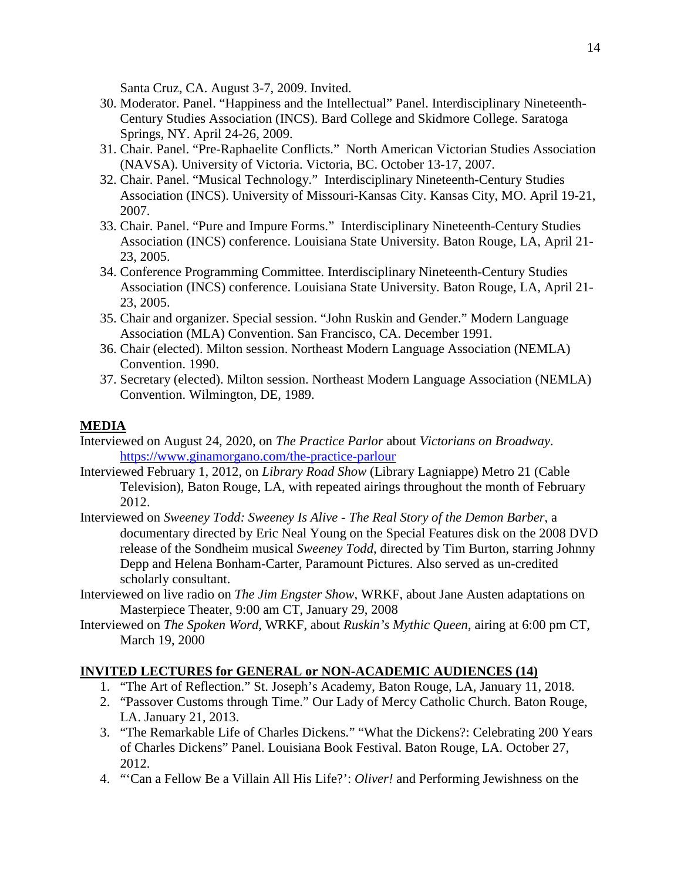Santa Cruz, CA. August 3-7, 2009. Invited.

30. Moderator. Panel. "Happiness and the Intellectual" Panel. Interdisciplinary Nineteenth-Century Studies Association (INCS). Bard College and Skidmore College. Saratoga Springs, NY. April 24-26, 2009.
31. Chair. Panel. "Pre-Raphaelite Conflicts." North American Victorian Studies Association (NAVSA). University of Victoria. Victoria, BC. October 13-17, 2007.
32. Chair. Panel. "Musical Technology." Interdisciplinary Nineteenth-Century Studies Association (INCS). University of Missouri-Kansas City. Kansas City, MO. April 19-21, 2007.
33. Chair. Panel. "Pure and Impure Forms." Interdisciplinary Nineteenth-Century Studies Association (INCS) conference. Louisiana State University. Baton Rouge, LA, April 21-23, 2005.
34. Conference Programming Committee. Interdisciplinary Nineteenth-Century Studies Association (INCS) conference. Louisiana State University. Baton Rouge, LA, April 21-23, 2005.
35. Chair and organizer. Special session. "John Ruskin and Gender." Modern Language Association (MLA) Convention. San Francisco, CA. December 1991.
36. Chair (elected). Milton session. Northeast Modern Language Association (NEMLA) Convention. 1990.
37. Secretary (elected). Milton session. Northeast Modern Language Association (NEMLA) Convention. Wilmington, DE, 1989.

## MEDIA

Interviewed on August 24, 2020, on *The Practice Parlor* about *Victorians on Broadway*. https://www.ginamorgano.com/the-practice-parlour

Interviewed February 1, 2012, on *Library Road Show* (Library Lagniappe) Metro 21 (Cable Television), Baton Rouge, LA, with repeated airings throughout the month of February 2012.

Interviewed on *Sweeney Todd: Sweeney Is Alive - The Real Story of the Demon Barber*, a documentary directed by Eric Neal Young on the Special Features disk on the 2008 DVD release of the Sondheim musical *Sweeney Todd*, directed by Tim Burton, starring Johnny Depp and Helena Bonham-Carter, Paramount Pictures. Also served as un-credited scholarly consultant.

Interviewed on live radio on *The Jim Engster Show*, WRKF, about Jane Austen adaptations on Masterpiece Theater, 9:00 am CT, January 29, 2008

Interviewed on *The Spoken Word*, WRKF, about *Ruskin's Mythic Queen*, airing at 6:00 pm CT, March 19, 2000

## INVITED LECTURES for GENERAL or NON-ACADEMIC AUDIENCES (14)

1. "The Art of Reflection." St. Joseph's Academy, Baton Rouge, LA, January 11, 2018.
2. "Passover Customs through Time." Our Lady of Mercy Catholic Church. Baton Rouge, LA. January 21, 2013.
3. "The Remarkable Life of Charles Dickens." "What the Dickens?: Celebrating 200 Years of Charles Dickens" Panel. Louisiana Book Festival. Baton Rouge, LA. October 27, 2012.
4. "'Can a Fellow Be a Villain All His Life?': *Oliver!* and Performing Jewishness on the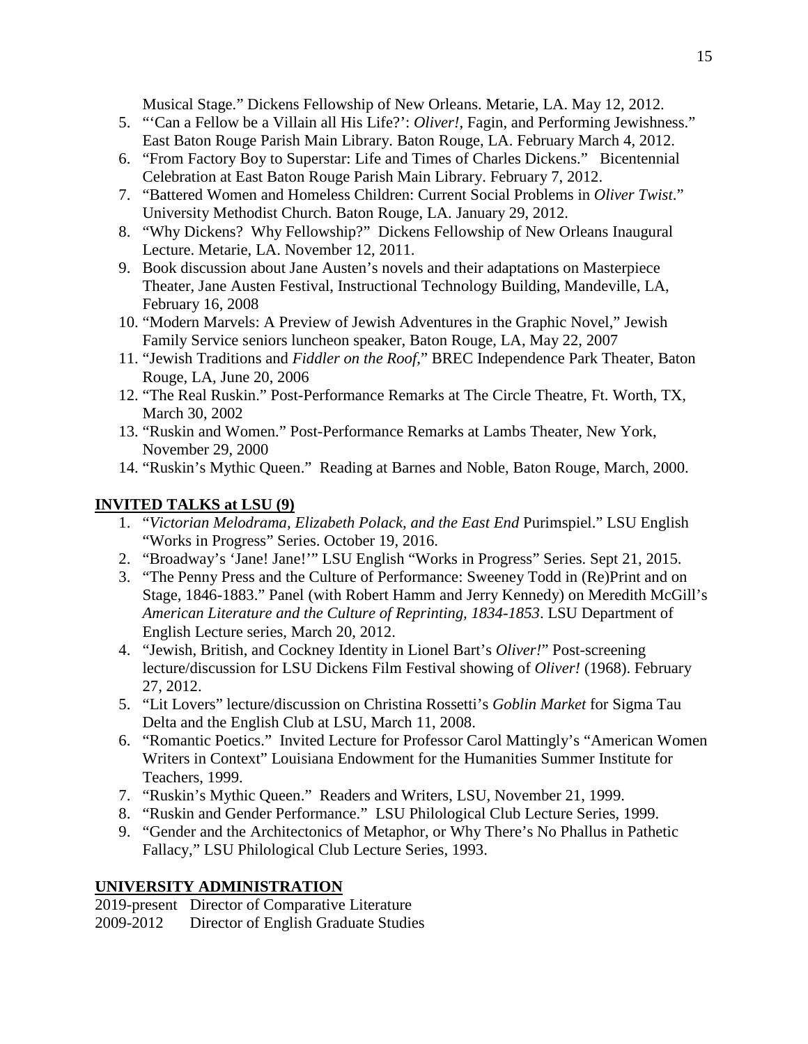Musical Stage." Dickens Fellowship of New Orleans. Metarie, LA. May 12, 2012.

5. "'Can a Fellow be a Villain all His Life?': *Oliver!*, Fagin, and Performing Jewishness." East Baton Rouge Parish Main Library. Baton Rouge, LA. February March 4, 2012.
6. "From Factory Boy to Superstar: Life and Times of Charles Dickens." Bicentennial Celebration at East Baton Rouge Parish Main Library. February 7, 2012.
7. "Battered Women and Homeless Children: Current Social Problems in *Oliver Twist*." University Methodist Church. Baton Rouge, LA. January 29, 2012.
8. "Why Dickens? Why Fellowship?" Dickens Fellowship of New Orleans Inaugural Lecture. Metarie, LA. November 12, 2011.
9. Book discussion about Jane Austen's novels and their adaptations on Masterpiece Theater, Jane Austen Festival, Instructional Technology Building, Mandeville, LA, February 16, 2008
10. "Modern Marvels: A Preview of Jewish Adventures in the Graphic Novel," Jewish Family Service seniors luncheon speaker, Baton Rouge, LA, May 22, 2007
11. "Jewish Traditions and *Fiddler on the Roof*," BREC Independence Park Theater, Baton Rouge, LA, June 20, 2006
12. "The Real Ruskin." Post-Performance Remarks at The Circle Theatre, Ft. Worth, TX, March 30, 2002
13. "Ruskin and Women." Post-Performance Remarks at Lambs Theater, New York, November 29, 2000
14. "Ruskin's Mythic Queen." Reading at Barnes and Noble, Baton Rouge, March, 2000.

## INVITED TALKS at LSU (9)

1. "*Victorian Melodrama, Elizabeth Polack, and the East End* Purimspiel." LSU English "Works in Progress" Series. October 19, 2016.
2. "Broadway's 'Jane! Jane!'" LSU English "Works in Progress" Series. Sept 21, 2015.
3. "The Penny Press and the Culture of Performance: Sweeney Todd in (Re)Print and on Stage, 1846-1883." Panel (with Robert Hamm and Jerry Kennedy) on Meredith McGill's *American Literature and the Culture of Reprinting, 1834-1853*. LSU Department of English Lecture series, March 20, 2012.
4. "Jewish, British, and Cockney Identity in Lionel Bart's *Oliver!*" Post-screening lecture/discussion for LSU Dickens Film Festival showing of *Oliver!* (1968). February 27, 2012.
5. "Lit Lovers" lecture/discussion on Christina Rossetti's *Goblin Market* for Sigma Tau Delta and the English Club at LSU, March 11, 2008.
6. "Romantic Poetics." Invited Lecture for Professor Carol Mattingly's "American Women Writers in Context" Louisiana Endowment for the Humanities Summer Institute for Teachers, 1999.
7. "Ruskin's Mythic Queen." Readers and Writers, LSU, November 21, 1999.
8. "Ruskin and Gender Performance." LSU Philological Club Lecture Series, 1999.
9. "Gender and the Architectonics of Metaphor, or Why There's No Phallus in Pathetic Fallacy," LSU Philological Club Lecture Series, 1993.

## UNIVERSITY ADMINISTRATION

2019-present Director of Comparative Literature
2009-2012 Director of English Graduate Studies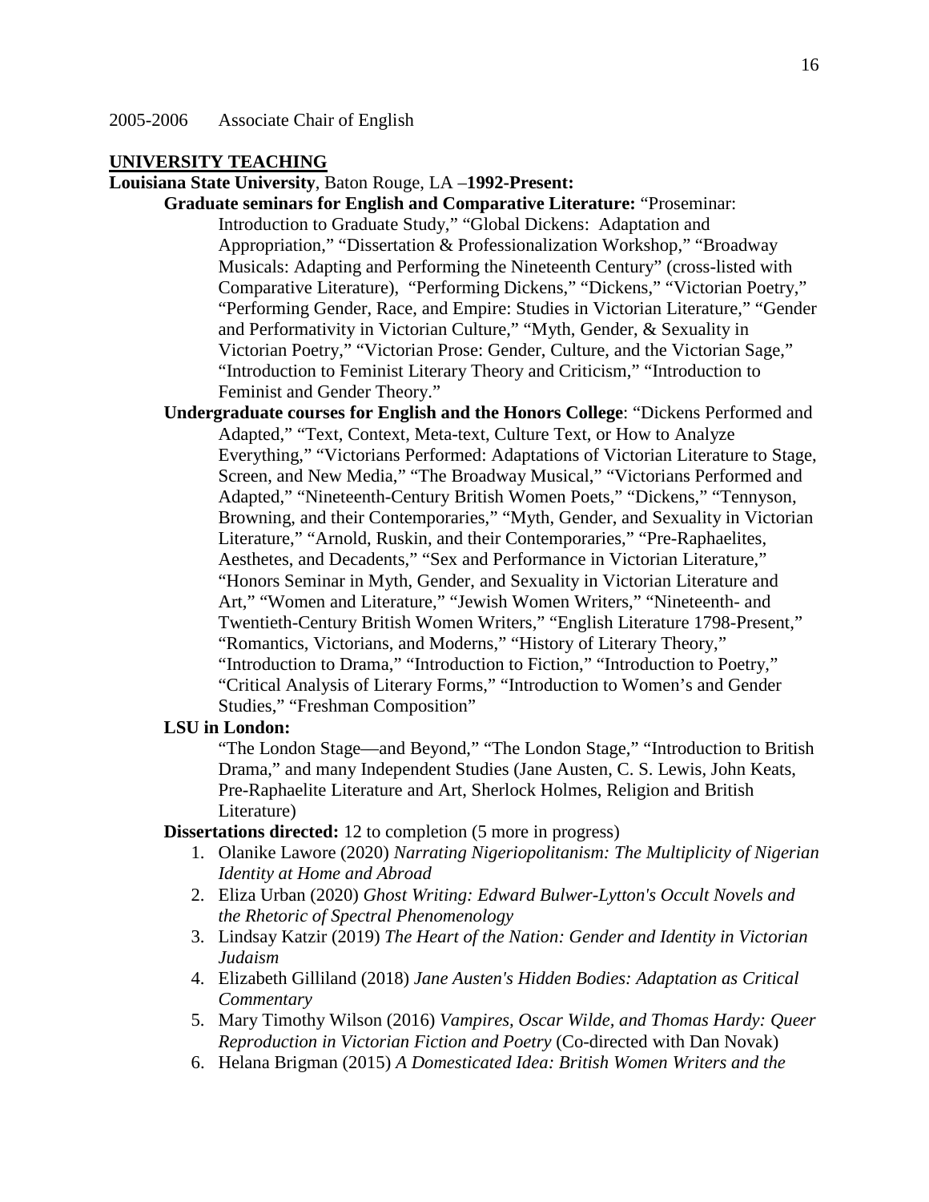2005-2006 Associate Chair of English

## UNIVERSITY TEACHING

**Louisiana State University**, Baton Rouge, LA –**1992-Present:**

**Graduate seminars for English and Comparative Literature:** "Proseminar: Introduction to Graduate Study," "Global Dickens: Adaptation and Appropriation," "Dissertation & Professionalization Workshop," "Broadway Musicals: Adapting and Performing the Nineteenth Century" (cross-listed with Comparative Literature), "Performing Dickens," "Dickens," "Victorian Poetry," "Performing Gender, Race, and Empire: Studies in Victorian Literature," "Gender and Performativity in Victorian Culture," "Myth, Gender, & Sexuality in Victorian Poetry," "Victorian Prose: Gender, Culture, and the Victorian Sage," "Introduction to Feminist Literary Theory and Criticism," "Introduction to Feminist and Gender Theory."

**Undergraduate courses for English and the Honors College**: "Dickens Performed and Adapted," "Text, Context, Meta-text, Culture Text, or How to Analyze Everything," "Victorians Performed: Adaptations of Victorian Literature to Stage, Screen, and New Media," "The Broadway Musical," "Victorians Performed and Adapted," "Nineteenth-Century British Women Poets," "Dickens," "Tennyson, Browning, and their Contemporaries," "Myth, Gender, and Sexuality in Victorian Literature," "Arnold, Ruskin, and their Contemporaries," "Pre-Raphaelites, Aesthetes, and Decadents," "Sex and Performance in Victorian Literature," "Honors Seminar in Myth, Gender, and Sexuality in Victorian Literature and Art," "Women and Literature," "Jewish Women Writers," "Nineteenth- and Twentieth-Century British Women Writers," "English Literature 1798-Present," "Romantics, Victorians, and Moderns," "History of Literary Theory," "Introduction to Drama," "Introduction to Fiction," "Introduction to Poetry," "Critical Analysis of Literary Forms," "Introduction to Women's and Gender Studies," "Freshman Composition"

**LSU in London:**

"The London Stage—and Beyond," "The London Stage," "Introduction to British Drama," and many Independent Studies (Jane Austen, C. S. Lewis, John Keats, Pre-Raphaelite Literature and Art, Sherlock Holmes, Religion and British Literature)

**Dissertations directed:** 12 to completion (5 more in progress)

1. Olanike Lawore (2020) *Narrating Nigeriopolitanism: The Multiplicity of Nigerian Identity at Home and Abroad*
2. Eliza Urban (2020) *Ghost Writing: Edward Bulwer-Lytton's Occult Novels and the Rhetoric of Spectral Phenomenology*
3. Lindsay Katzir (2019) *The Heart of the Nation: Gender and Identity in Victorian Judaism*
4. Elizabeth Gilliland (2018) *Jane Austen's Hidden Bodies: Adaptation as Critical Commentary*
5. Mary Timothy Wilson (2016) *Vampires, Oscar Wilde, and Thomas Hardy: Queer Reproduction in Victorian Fiction and Poetry* (Co-directed with Dan Novak)
6. Helana Brigman (2015) *A Domesticated Idea: British Women Writers and the*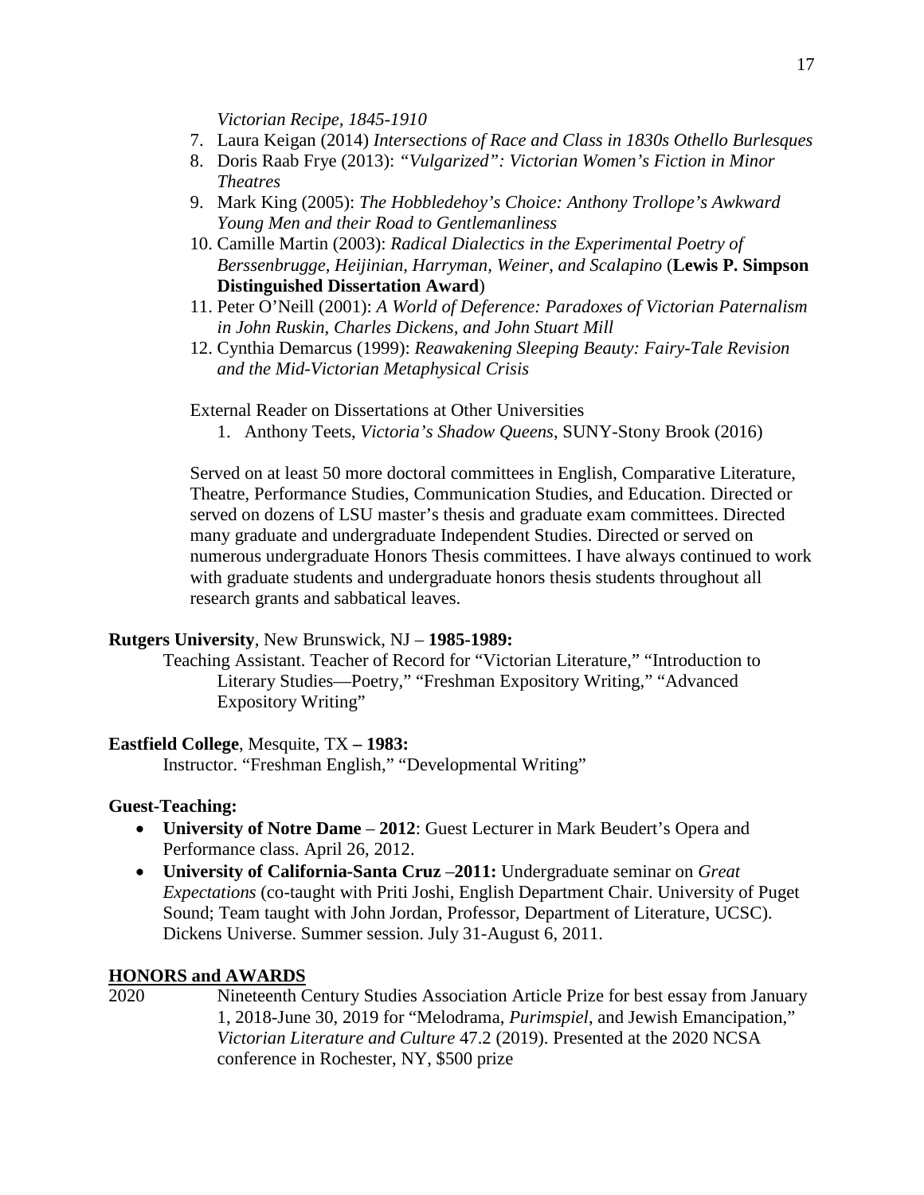*Victorian Recipe, 1845-1910*

7. Laura Keigan (2014) *Intersections of Race and Class in 1830s Othello Burlesques*
8. Doris Raab Frye (2013): *"Vulgarized": Victorian Women's Fiction in Minor Theatres*
9. Mark King (2005): *The Hobbledehoy's Choice: Anthony Trollope's Awkward Young Men and their Road to Gentlemanliness*
10. Camille Martin (2003): *Radical Dialectics in the Experimental Poetry of Berssenbrugge, Heijinian, Harryman, Weiner, and Scalapino* (**Lewis P. Simpson Distinguished Dissertation Award**)
11. Peter O'Neill (2001): *A World of Deference: Paradoxes of Victorian Paternalism in John Ruskin, Charles Dickens, and John Stuart Mill*
12. Cynthia Demarcus (1999): *Reawakening Sleeping Beauty: Fairy-Tale Revision and the Mid-Victorian Metaphysical Crisis*

External Reader on Dissertations at Other Universities

1. Anthony Teets, *Victoria's Shadow Queens*, SUNY-Stony Brook (2016)

Served on at least 50 more doctoral committees in English, Comparative Literature, Theatre, Performance Studies, Communication Studies, and Education. Directed or served on dozens of LSU master's thesis and graduate exam committees. Directed many graduate and undergraduate Independent Studies. Directed or served on numerous undergraduate Honors Thesis committees. I have always continued to work with graduate students and undergraduate honors thesis students throughout all research grants and sabbatical leaves.

**Rutgers University**, New Brunswick, NJ – **1985-1989:**

Teaching Assistant. Teacher of Record for "Victorian Literature," "Introduction to Literary Studies—Poetry," "Freshman Expository Writing," "Advanced Expository Writing"

**Eastfield College**, Mesquite, TX **– 1983:**

Instructor. "Freshman English," "Developmental Writing"

**Guest-Teaching:**

- **University of Notre Dame** – **2012**: Guest Lecturer in Mark Beudert's Opera and Performance class. April 26, 2012.
- **University of California-Santa Cruz** –**2011:** Undergraduate seminar on *Great Expectations* (co-taught with Priti Joshi, English Department Chair. University of Puget Sound; Team taught with John Jordan, Professor, Department of Literature, UCSC). Dickens Universe. Summer session. July 31-August 6, 2011.

## HONORS and AWARDS

2020 Nineteenth Century Studies Association Article Prize for best essay from January 1, 2018-June 30, 2019 for "Melodrama, *Purimspiel*, and Jewish Emancipation," *Victorian Literature and Culture* 47.2 (2019). Presented at the 2020 NCSA conference in Rochester, NY, $500 prize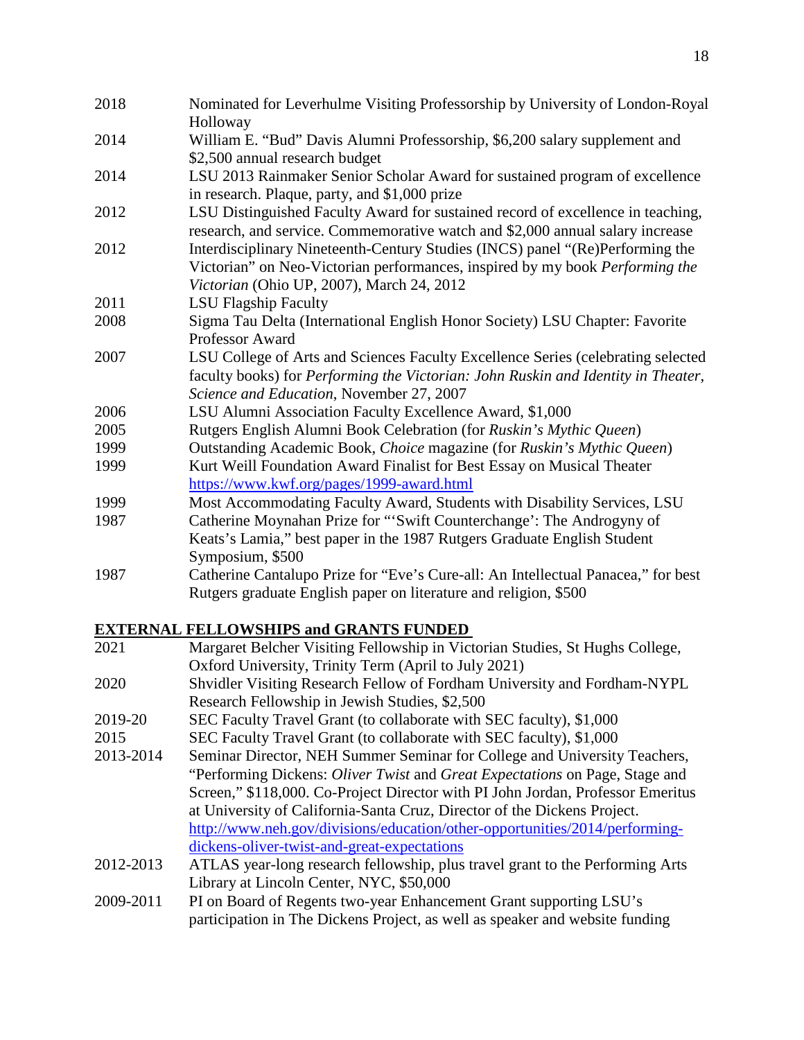| | |
|---|---|
| 2018 | Nominated for Leverhulme Visiting Professorship by University of London-Royal Holloway |
| 2014 | William E. "Bud" Davis Alumni Professorship, $6,200 salary supplement and $2,500 annual research budget |
| 2014 | LSU 2013 Rainmaker Senior Scholar Award for sustained program of excellence in research. Plaque, party, and $1,000 prize |
| 2012 | LSU Distinguished Faculty Award for sustained record of excellence in teaching, research, and service. Commemorative watch and $2,000 annual salary increase |
| 2012 | Interdisciplinary Nineteenth-Century Studies (INCS) panel "(Re)Performing the Victorian" on Neo-Victorian performances, inspired by my book *Performing the Victorian* (Ohio UP, 2007), March 24, 2012 |
| 2011 | LSU Flagship Faculty |
| 2008 | Sigma Tau Delta (International English Honor Society) LSU Chapter: Favorite Professor Award |
| 2007 | LSU College of Arts and Sciences Faculty Excellence Series (celebrating selected faculty books) for *Performing the Victorian: John Ruskin and Identity in Theater, Science and Education*, November 27, 2007 |
| 2006 | LSU Alumni Association Faculty Excellence Award, $1,000 |
| 2005 | Rutgers English Alumni Book Celebration (for *Ruskin's Mythic Queen*) |
| 1999 | Outstanding Academic Book, *Choice* magazine (for *Ruskin's Mythic Queen*) |
| 1999 | Kurt Weill Foundation Award Finalist for Best Essay on Musical Theater https://www.kwf.org/pages/1999-award.html |
| 1999 | Most Accommodating Faculty Award, Students with Disability Services, LSU |
| 1987 | Catherine Moynahan Prize for "'Swift Counterchange': The Androgyny of Keats's Lamia," best paper in the 1987 Rutgers Graduate English Student Symposium, $500 |
| 1987 | Catherine Cantalupo Prize for "Eve's Cure-all: An Intellectual Panacea," for best Rutgers graduate English paper on literature and religion, $500 |

## EXTERNAL FELLOWSHIPS and GRANTS FUNDED

| | |
|---|---|
| 2021 | Margaret Belcher Visiting Fellowship in Victorian Studies, St Hughs College, Oxford University, Trinity Term (April to July 2021) |
| 2020 | Shvidler Visiting Research Fellow of Fordham University and Fordham-NYPL Research Fellowship in Jewish Studies, $2,500 |
| 2019-20 | SEC Faculty Travel Grant (to collaborate with SEC faculty), $1,000 |
| 2015 | SEC Faculty Travel Grant (to collaborate with SEC faculty), $1,000 |
| 2013-2014 | Seminar Director, NEH Summer Seminar for College and University Teachers, "Performing Dickens: *Oliver Twist* and *Great Expectations* on Page, Stage and Screen," $118,000. Co-Project Director with PI John Jordan, Professor Emeritus at University of California-Santa Cruz, Director of the Dickens Project. http://www.neh.gov/divisions/education/other-opportunities/2014/performing-dickens-oliver-twist-and-great-expectations |
| 2012-2013 | ATLAS year-long research fellowship, plus travel grant to the Performing Arts Library at Lincoln Center, NYC, $50,000 |
| 2009-2011 | PI on Board of Regents two-year Enhancement Grant supporting LSU's participation in The Dickens Project, as well as speaker and website funding |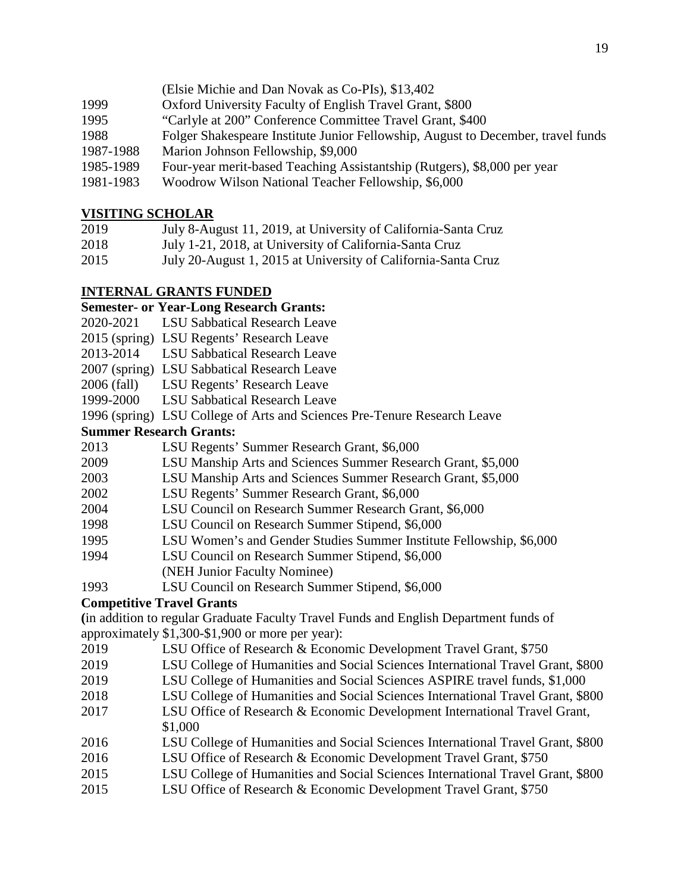(Elsie Michie and Dan Novak as Co-PIs), $13,402

1999 Oxford University Faculty of English Travel Grant, $800
1995 "Carlyle at 200" Conference Committee Travel Grant, $400
1988 Folger Shakespeare Institute Junior Fellowship, August to December, travel funds
1987-1988 Marion Johnson Fellowship, $9,000
1985-1989 Four-year merit-based Teaching Assistantship (Rutgers), $8,000 per year
1981-1983 Woodrow Wilson National Teacher Fellowship, $6,000

## VISITING SCHOLAR

2019 July 8-August 11, 2019, at University of California-Santa Cruz
2018 July 1-21, 2018, at University of California-Santa Cruz
2015 July 20-August 1, 2015 at University of California-Santa Cruz

## INTERNAL GRANTS FUNDED

### Semester- or Year-Long Research Grants:

2020-2021 LSU Sabbatical Research Leave
2015 (spring) LSU Regents' Research Leave
2013-2014 LSU Sabbatical Research Leave
2007 (spring) LSU Sabbatical Research Leave
2006 (fall) LSU Regents' Research Leave
1999-2000 LSU Sabbatical Research Leave
1996 (spring) LSU College of Arts and Sciences Pre-Tenure Research Leave

### Summer Research Grants:

2013 LSU Regents' Summer Research Grant, $6,000
2009 LSU Manship Arts and Sciences Summer Research Grant, $5,000
2003 LSU Manship Arts and Sciences Summer Research Grant, $5,000
2002 LSU Regents' Summer Research Grant, $6,000
2004 LSU Council on Research Summer Research Grant, $6,000
1998 LSU Council on Research Summer Stipend, $6,000
1995 LSU Women's and Gender Studies Summer Institute Fellowship, $6,000
1994 LSU Council on Research Summer Stipend, $6,000
(NEH Junior Faculty Nominee)
1993 LSU Council on Research Summer Stipend, $6,000

### Competitive Travel Grants

(in addition to regular Graduate Faculty Travel Funds and English Department funds of approximately $1,300-$1,900 or more per year):

2019 LSU Office of Research & Economic Development Travel Grant, $750
2019 LSU College of Humanities and Social Sciences International Travel Grant, $800
2019 LSU College of Humanities and Social Sciences ASPIRE travel funds, $1,000
2018 LSU College of Humanities and Social Sciences International Travel Grant, $800
2017 LSU Office of Research & Economic Development International Travel Grant, $1,000
2016 LSU College of Humanities and Social Sciences International Travel Grant, $800
2016 LSU Office of Research & Economic Development Travel Grant, $750
2015 LSU College of Humanities and Social Sciences International Travel Grant, $800
2015 LSU Office of Research & Economic Development Travel Grant, $750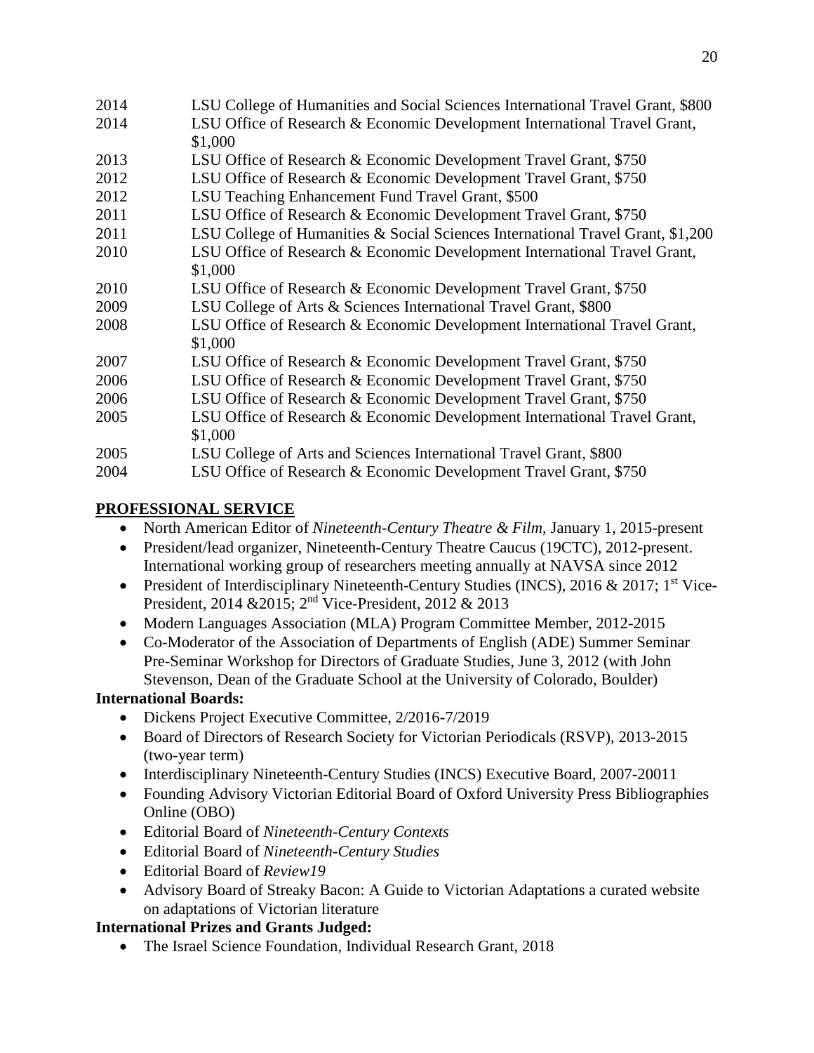2014 LSU College of Humanities and Social Sciences International Travel Grant, $800

2014 LSU Office of Research & Economic Development International Travel Grant, $1,000

2013 LSU Office of Research & Economic Development Travel Grant, $750

2012 LSU Office of Research & Economic Development Travel Grant, $750

2012 LSU Teaching Enhancement Fund Travel Grant, $500

2011 LSU Office of Research & Economic Development Travel Grant, $750

2011 LSU College of Humanities & Social Sciences International Travel Grant, $1,200

2010 LSU Office of Research & Economic Development International Travel Grant, $1,000

2010 LSU Office of Research & Economic Development Travel Grant, $750

2009 LSU College of Arts & Sciences International Travel Grant, $800

2008 LSU Office of Research & Economic Development International Travel Grant, $1,000

2007 LSU Office of Research & Economic Development Travel Grant, $750

2006 LSU Office of Research & Economic Development Travel Grant, $750

2006 LSU Office of Research & Economic Development Travel Grant, $750

2005 LSU Office of Research & Economic Development International Travel Grant, $1,000

2005 LSU College of Arts and Sciences International Travel Grant, $800

2004 LSU Office of Research & Economic Development Travel Grant, $750

## PROFESSIONAL SERVICE

- North American Editor of *Nineteenth-Century Theatre & Film*, January 1, 2015-present
- President/lead organizer, Nineteenth-Century Theatre Caucus (19CTC), 2012-present. International working group of researchers meeting annually at NAVSA since 2012
- President of Interdisciplinary Nineteenth-Century Studies (INCS), 2016 & 2017; 1st Vice-President, 2014 &2015; 2nd Vice-President, 2012 & 2013
- Modern Languages Association (MLA) Program Committee Member, 2012-2015
- Co-Moderator of the Association of Departments of English (ADE) Summer Seminar Pre-Seminar Workshop for Directors of Graduate Studies, June 3, 2012 (with John Stevenson, Dean of the Graduate School at the University of Colorado, Boulder)

**International Boards:**

- Dickens Project Executive Committee, 2/2016-7/2019
- Board of Directors of Research Society for Victorian Periodicals (RSVP), 2013-2015 (two-year term)
- Interdisciplinary Nineteenth-Century Studies (INCS) Executive Board, 2007-20011
- Founding Advisory Victorian Editorial Board of Oxford University Press Bibliographies Online (OBO)
- Editorial Board of *Nineteenth-Century Contexts*
- Editorial Board of *Nineteenth-Century Studies*
- Editorial Board of *Review19*
- Advisory Board of Streaky Bacon: A Guide to Victorian Adaptations a curated website on adaptations of Victorian literature

**International Prizes and Grants Judged:**

- The Israel Science Foundation, Individual Research Grant, 2018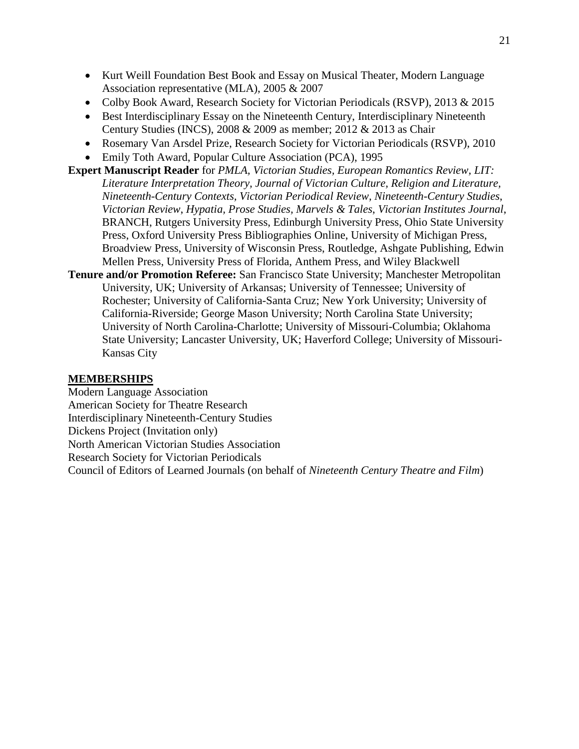- Kurt Weill Foundation Best Book and Essay on Musical Theater, Modern Language Association representative (MLA), 2005 & 2007
- Colby Book Award, Research Society for Victorian Periodicals (RSVP), 2013 & 2015
- Best Interdisciplinary Essay on the Nineteenth Century, Interdisciplinary Nineteenth Century Studies (INCS), 2008 & 2009 as member; 2012 & 2013 as Chair
- Rosemary Van Arsdel Prize, Research Society for Victorian Periodicals (RSVP), 2010
- Emily Toth Award, Popular Culture Association (PCA), 1995

**Expert Manuscript Reader** for *PMLA*, *Victorian Studies*, *European Romantics Review*, *LIT: Literature Interpretation Theory*, *Journal of Victorian Culture*, *Religion and Literature*, *Nineteenth-Century Contexts*, *Victorian Periodical Review*, *Nineteenth-Century Studies*, *Victorian Review*, *Hypatia*, *Prose Studies*, *Marvels & Tales*, *Victorian Institutes Journal*, BRANCH, Rutgers University Press, Edinburgh University Press, Ohio State University Press, Oxford University Press Bibliographies Online, University of Michigan Press, Broadview Press, University of Wisconsin Press, Routledge, Ashgate Publishing, Edwin Mellen Press, University Press of Florida, Anthem Press, and Wiley Blackwell

**Tenure and/or Promotion Referee:** San Francisco State University; Manchester Metropolitan University, UK; University of Arkansas; University of Tennessee; University of Rochester; University of California-Santa Cruz; New York University; University of California-Riverside; George Mason University; North Carolina State University; University of North Carolina-Charlotte; University of Missouri-Columbia; Oklahoma State University; Lancaster University, UK; Haverford College; University of Missouri-Kansas City

## MEMBERSHIPS

Modern Language Association
American Society for Theatre Research
Interdisciplinary Nineteenth-Century Studies
Dickens Project (Invitation only)
North American Victorian Studies Association
Research Society for Victorian Periodicals
Council of Editors of Learned Journals (on behalf of *Nineteenth Century Theatre and Film*)